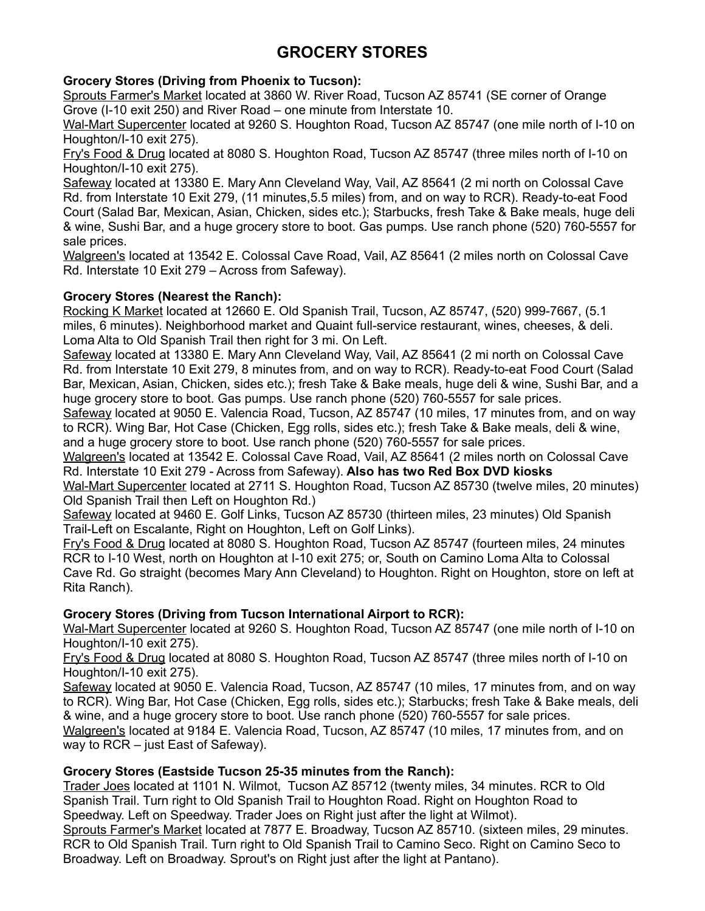# GROCERY STORES

**Grocery Stores (Driving from Phoenix to Tucson):**

Sprouts Farmer's Market located at 3860 W. River Road, Tucson AZ 85741 (SE corner of Orange Grove (I-10 exit 250) and River Road – one minute from Interstate 10.

Wal-Mart Supercenter located at 9260 S. Houghton Road, Tucson AZ 85747 (one mile north of I-10 on Houghton/I-10 exit 275).

Fry's Food & Drug located at 8080 S. Houghton Road, Tucson AZ 85747 (three miles north of I-10 on Houghton/I-10 exit 275).

Safeway located at 13380 E. Mary Ann Cleveland Way, Vail, AZ 85641 (2 mi north on Colossal Cave Rd. from Interstate 10 Exit 279, (11 minutes,5.5 miles) from, and on way to RCR). Ready-to-eat Food Court (Salad Bar, Mexican, Asian, Chicken, sides etc.); Starbucks, fresh Take & Bake meals, huge deli & wine, Sushi Bar, and a huge grocery store to boot. Gas pumps. Use ranch phone (520) 760-5557 for sale prices.

Walgreen's located at 13542 E. Colossal Cave Road, Vail, AZ 85641 (2 miles north on Colossal Cave Rd. Interstate 10 Exit 279 – Across from Safeway).

**Grocery Stores (Nearest the Ranch):**

Rocking K Market located at 12660 E. Old Spanish Trail, Tucson, AZ 85747, (520) 999-7667, (5.1 miles, 6 minutes). Neighborhood market and Quaint full-service restaurant, wines, cheeses, & deli. Loma Alta to Old Spanish Trail then right for 3 mi. On Left.

Safeway located at 13380 E. Mary Ann Cleveland Way, Vail, AZ 85641 (2 mi north on Colossal Cave Rd. from Interstate 10 Exit 279, 8 minutes from, and on way to RCR). Ready-to-eat Food Court (Salad Bar, Mexican, Asian, Chicken, sides etc.); fresh Take & Bake meals, huge deli & wine, Sushi Bar, and a huge grocery store to boot. Gas pumps. Use ranch phone (520) 760-5557 for sale prices.

Safeway located at 9050 E. Valencia Road, Tucson, AZ 85747 (10 miles, 17 minutes from, and on way to RCR). Wing Bar, Hot Case (Chicken, Egg rolls, sides etc.); fresh Take & Bake meals, deli & wine, and a huge grocery store to boot. Use ranch phone (520) 760-5557 for sale prices.

Walgreen's located at 13542 E. Colossal Cave Road, Vail, AZ 85641 (2 miles north on Colossal Cave Rd. Interstate 10 Exit 279 - Across from Safeway). **Also has two Red Box DVD kiosks**

Wal-Mart Supercenter located at 2711 S. Houghton Road, Tucson AZ 85730 (twelve miles, 20 minutes) Old Spanish Trail then Left on Houghton Rd.)

Safeway located at 9460 E. Golf Links, Tucson AZ 85730 (thirteen miles, 23 minutes) Old Spanish Trail-Left on Escalante, Right on Houghton, Left on Golf Links).

Fry's Food & Drug located at 8080 S. Houghton Road, Tucson AZ 85747 (fourteen miles, 24 minutes RCR to I-10 West, north on Houghton at I-10 exit 275; or, South on Camino Loma Alta to Colossal Cave Rd. Go straight (becomes Mary Ann Cleveland) to Houghton. Right on Houghton, store on left at Rita Ranch).

**Grocery Stores (Driving from Tucson International Airport to RCR):**

Wal-Mart Supercenter located at 9260 S. Houghton Road, Tucson AZ 85747 (one mile north of I-10 on Houghton/I-10 exit 275).

Fry's Food & Drug located at 8080 S. Houghton Road, Tucson AZ 85747 (three miles north of I-10 on Houghton/I-10 exit 275).

Safeway located at 9050 E. Valencia Road, Tucson, AZ 85747 (10 miles, 17 minutes from, and on way to RCR). Wing Bar, Hot Case (Chicken, Egg rolls, sides etc.); fresh Take & Bake meals, deli & wine, and a huge grocery store to boot. Use ranch phone (520) 760-5557 for sale prices.

Walgreen's located at 9184 E. Valencia Road, Tucson, AZ 85747 (10 miles, 17 minutes from, and on way to RCR – just East of Safeway).

**Grocery Stores (Eastside Tucson 25-35 minutes from the Ranch):**

Trader Joes located at 1101 N. Wilmot, Tucson AZ 85712 (twenty miles, 34 minutes. RCR to Old Spanish Trail. Turn right to Old Spanish Trail to Houghton Road. Right on Houghton Road to Speedway. Left on Speedway. Trader Joes on Right just after the light at Wilmot).

Sprouts Farmer's Market located at 7877 E. Broadway, Tucson AZ 85710. (sixteen miles, 29 minutes. RCR to Old Spanish Trail. Turn right to Old Spanish Trail to Camino Seco. Right on Camino Seco to Broadway. Left on Broadway. Sprout's on Right just after the light at Pantano).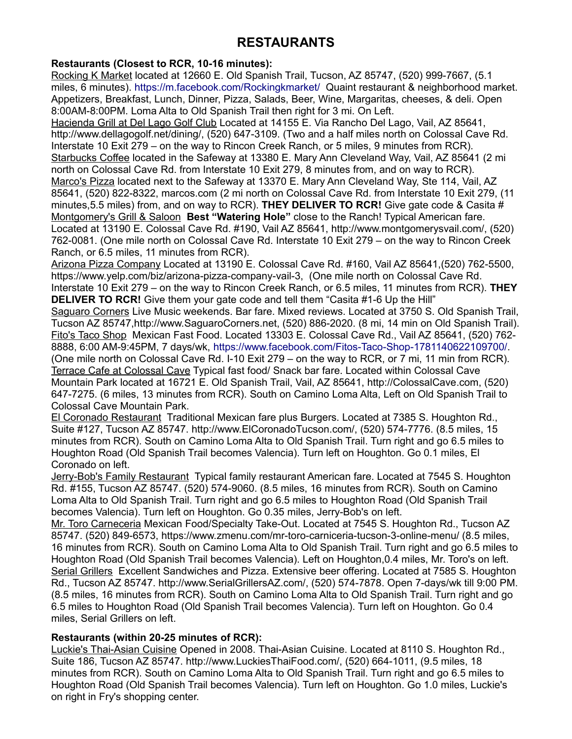# RESTAURANTS

**Restaurants (Closest to RCR, 10-16 minutes):**

Rocking K Market located at 12660 E. Old Spanish Trail, Tucson, AZ 85747, (520) 999-7667, (5.1 miles, 6 minutes). https://m.facebook.com/Rockingkmarket/ Quaint restaurant & neighborhood market. Appetizers, Breakfast, Lunch, Dinner, Pizza, Salads, Beer, Wine, Margaritas, cheeses, & deli. Open 8:00AM-8:00PM. Loma Alta to Old Spanish Trail then right for 3 mi. On Left.

Hacienda Grill at Del Lago Golf Club Located at 14155 E. Via Rancho Del Lago, Vail, AZ 85641, http://www.dellagogolf.net/dining/, (520) 647-3109. (Two and a half miles north on Colossal Cave Rd. Interstate 10 Exit 279 – on the way to Rincon Creek Ranch, or 5 miles, 9 minutes from RCR).

Starbucks Coffee located in the Safeway at 13380 E. Mary Ann Cleveland Way, Vail, AZ 85641 (2 mi north on Colossal Cave Rd. from Interstate 10 Exit 279, 8 minutes from, and on way to RCR).

Marco's Pizza located next to the Safeway at 13370 E. Mary Ann Cleveland Way, Ste 114, Vail, AZ 85641, (520) 822-8322, marcos.com (2 mi north on Colossal Cave Rd. from Interstate 10 Exit 279, (11 minutes,5.5 miles) from, and on way to RCR). **THEY DELIVER TO RCR!** Give gate code & Casita #

Montgomery's Grill & Saloon **Best "Watering Hole"** close to the Ranch! Typical American fare. Located at 13190 E. Colossal Cave Rd. #190, Vail AZ 85641, http://www.montgomerysvail.com/, (520) 762-0081. (One mile north on Colossal Cave Rd. Interstate 10 Exit 279 – on the way to Rincon Creek Ranch, or 6.5 miles, 11 minutes from RCR).

Arizona Pizza Company Located at 13190 E. Colossal Cave Rd. #160, Vail AZ 85641,(520) 762-5500, https://www.yelp.com/biz/arizona-pizza-company-vail-3, (One mile north on Colossal Cave Rd. Interstate 10 Exit 279 – on the way to Rincon Creek Ranch, or 6.5 miles, 11 minutes from RCR). **THEY DELIVER TO RCR!** Give them your gate code and tell them "Casita #1-6 Up the Hill"

Saguaro Corners Live Music weekends. Bar fare. Mixed reviews. Located at 3750 S. Old Spanish Trail, Tucson AZ 85747,http://www.SaguaroCorners.net, (520) 886-2020. (8 mi, 14 min on Old Spanish Trail).

Fito's Taco Shop Mexican Fast Food. Located 13303 E. Colossal Cave Rd., Vail AZ 85641, (520) 762-8888, 6:00 AM-9:45PM, 7 days/wk, https://www.facebook.com/Fitos-Taco-Shop-1781140622109700/. (One mile north on Colossal Cave Rd. I-10 Exit 279 – on the way to RCR, or 7 mi, 11 min from RCR).

Terrace Cafe at Colossal Cave Typical fast food/ Snack bar fare. Located within Colossal Cave Mountain Park located at 16721 E. Old Spanish Trail, Vail, AZ 85641, http://ColossalCave.com, (520) 647-7275. (6 miles, 13 minutes from RCR). South on Camino Loma Alta, Left on Old Spanish Trail to Colossal Cave Mountain Park.

El Coronado Restaurant Traditional Mexican fare plus Burgers. Located at 7385 S. Houghton Rd., Suite #127, Tucson AZ 85747. http://www.ElCoronadoTucson.com/, (520) 574-7776. (8.5 miles, 15 minutes from RCR). South on Camino Loma Alta to Old Spanish Trail. Turn right and go 6.5 miles to Houghton Road (Old Spanish Trail becomes Valencia). Turn left on Houghton. Go 0.1 miles, El Coronado on left.

Jerry-Bob's Family Restaurant Typical family restaurant American fare. Located at 7545 S. Houghton Rd. #155, Tucson AZ 85747. (520) 574-9060. (8.5 miles, 16 minutes from RCR). South on Camino Loma Alta to Old Spanish Trail. Turn right and go 6.5 miles to Houghton Road (Old Spanish Trail becomes Valencia). Turn left on Houghton. Go 0.35 miles, Jerry-Bob's on left.

Mr. Toro Carneceria Mexican Food/Specialty Take-Out. Located at 7545 S. Houghton Rd., Tucson AZ 85747. (520) 849-6573, https://www.zmenu.com/mr-toro-carniceria-tucson-3-online-menu/ (8.5 miles, 16 minutes from RCR). South on Camino Loma Alta to Old Spanish Trail. Turn right and go 6.5 miles to Houghton Road (Old Spanish Trail becomes Valencia). Left on Houghton,0.4 miles, Mr. Toro's on left.

Serial Grillers Excellent Sandwiches and Pizza. Extensive beer offering. Located at 7585 S. Houghton Rd., Tucson AZ 85747. http://www.SerialGrillersAZ.com/, (520) 574-7878. Open 7-days/wk till 9:00 PM. (8.5 miles, 16 minutes from RCR). South on Camino Loma Alta to Old Spanish Trail. Turn right and go 6.5 miles to Houghton Road (Old Spanish Trail becomes Valencia). Turn left on Houghton. Go 0.4 miles, Serial Grillers on left.

**Restaurants (within 20-25 minutes of RCR):**

Luckie's Thai-Asian Cuisine Opened in 2008. Thai-Asian Cuisine. Located at 8110 S. Houghton Rd., Suite 186, Tucson AZ 85747. http://www.LuckiesThaiFood.com/, (520) 664-1011, (9.5 miles, 18 minutes from RCR). South on Camino Loma Alta to Old Spanish Trail. Turn right and go 6.5 miles to Houghton Road (Old Spanish Trail becomes Valencia). Turn left on Houghton. Go 1.0 miles, Luckie's on right in Fry's shopping center.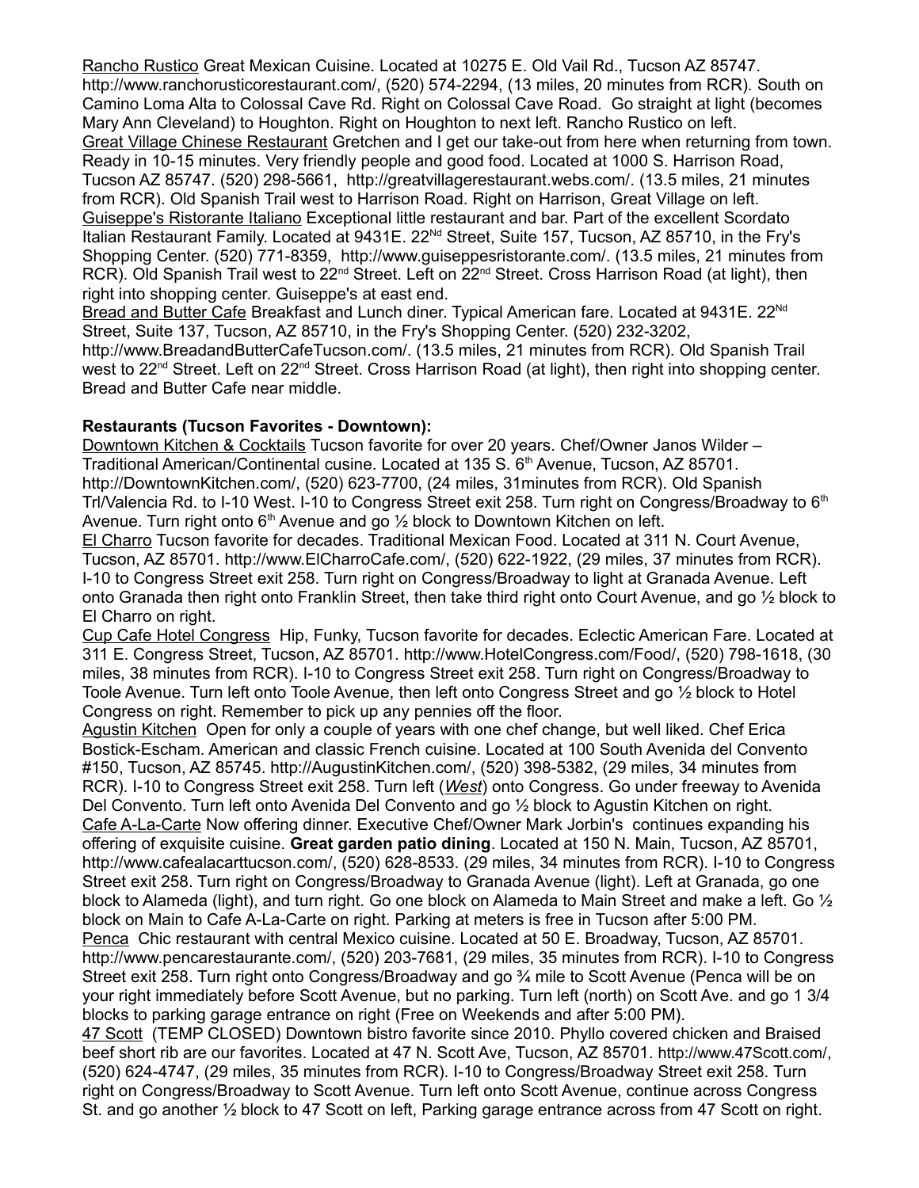Rancho Rustico Great Mexican Cuisine. Located at 10275 E. Old Vail Rd., Tucson AZ 85747. http://www.ranchorusticorestaurant.com/, (520) 574-2294, (13 miles, 20 minutes from RCR). South on Camino Loma Alta to Colossal Cave Rd. Right on Colossal Cave Road. Go straight at light (becomes Mary Ann Cleveland) to Houghton. Right on Houghton to next left. Rancho Rustico on left.

Great Village Chinese Restaurant Gretchen and I get our take-out from here when returning from town. Ready in 10-15 minutes. Very friendly people and good food. Located at 1000 S. Harrison Road, Tucson AZ 85747. (520) 298-5661, http://greatvillagerestaurant.webs.com/. (13.5 miles, 21 minutes from RCR). Old Spanish Trail west to Harrison Road. Right on Harrison, Great Village on left.

Guiseppe's Ristorante Italiano Exceptional little restaurant and bar. Part of the excellent Scordato Italian Restaurant Family. Located at 9431E. 22nd Street, Suite 157, Tucson, AZ 85710, in the Fry's Shopping Center. (520) 771-8359, http://www.guiseppesristorante.com/. (13.5 miles, 21 minutes from RCR). Old Spanish Trail west to 22nd Street. Left on 22nd Street. Cross Harrison Road (at light), then right into shopping center. Guiseppe's at east end.

Bread and Butter Cafe Breakfast and Lunch diner. Typical American fare. Located at 9431E. 22nd Street, Suite 137, Tucson, AZ 85710, in the Fry's Shopping Center. (520) 232-3202, http://www.BreadandButterCafeTucson.com/. (13.5 miles, 21 minutes from RCR). Old Spanish Trail west to 22nd Street. Left on 22nd Street. Cross Harrison Road (at light), then right into shopping center. Bread and Butter Cafe near middle.

**Restaurants (Tucson Favorites - Downtown):**

Downtown Kitchen & Cocktails Tucson favorite for over 20 years. Chef/Owner Janos Wilder – Traditional American/Continental cusine. Located at 135 S. 6th Avenue, Tucson, AZ 85701. http://DowntownKitchen.com/, (520) 623-7700, (24 miles, 31minutes from RCR). Old Spanish Trl/Valencia Rd. to I-10 West. I-10 to Congress Street exit 258. Turn right on Congress/Broadway to 6th Avenue. Turn right onto 6th Avenue and go ½ block to Downtown Kitchen on left.

El Charro Tucson favorite for decades. Traditional Mexican Food. Located at 311 N. Court Avenue, Tucson, AZ 85701. http://www.ElCharroCafe.com/, (520) 622-1922, (29 miles, 37 minutes from RCR). I-10 to Congress Street exit 258. Turn right on Congress/Broadway to light at Granada Avenue. Left onto Granada then right onto Franklin Street, then take third right onto Court Avenue, and go ½ block to El Charro on right.

Cup Cafe Hotel Congress Hip, Funky, Tucson favorite for decades. Eclectic American Fare. Located at 311 E. Congress Street, Tucson, AZ 85701. http://www.HotelCongress.com/Food/, (520) 798-1618, (30 miles, 38 minutes from RCR). I-10 to Congress Street exit 258. Turn right on Congress/Broadway to Toole Avenue. Turn left onto Toole Avenue, then left onto Congress Street and go ½ block to Hotel Congress on right. Remember to pick up any pennies off the floor.

Agustin Kitchen Open for only a couple of years with one chef change, but well liked. Chef Erica Bostick-Escham. American and classic French cuisine. Located at 100 South Avenida del Convento #150, Tucson, AZ 85745. http://AugustinKitchen.com/, (520) 398-5382, (29 miles, 34 minutes from RCR). I-10 to Congress Street exit 258. Turn left (***West***) onto Congress. Go under freeway to Avenida Del Convento. Turn left onto Avenida Del Convento and go ½ block to Agustin Kitchen on right.

Cafe A-La-Carte Now offering dinner. Executive Chef/Owner Mark Jorbin's continues expanding his offering of exquisite cuisine. **Great garden patio dining**. Located at 150 N. Main, Tucson, AZ 85701, http://www.cafealacarttucson.com/, (520) 628-8533. (29 miles, 34 minutes from RCR). I-10 to Congress Street exit 258. Turn right on Congress/Broadway to Granada Avenue (light). Left at Granada, go one block to Alameda (light), and turn right. Go one block on Alameda to Main Street and make a left. Go ½ block on Main to Cafe A-La-Carte on right. Parking at meters is free in Tucson after 5:00 PM.

Penca Chic restaurant with central Mexico cuisine. Located at 50 E. Broadway, Tucson, AZ 85701. http://www.pencarestaurante.com/, (520) 203-7681, (29 miles, 35 minutes from RCR). I-10 to Congress Street exit 258. Turn right onto Congress/Broadway and go ¾ mile to Scott Avenue (Penca will be on your right immediately before Scott Avenue, but no parking. Turn left (north) on Scott Ave. and go 1 3/4 blocks to parking garage entrance on right (Free on Weekends and after 5:00 PM).

47 Scott (TEMP CLOSED) Downtown bistro favorite since 2010. Phyllo covered chicken and Braised beef short rib are our favorites. Located at 47 N. Scott Ave, Tucson, AZ 85701. http://www.47Scott.com/, (520) 624-4747, (29 miles, 35 minutes from RCR). I-10 to Congress/Broadway Street exit 258. Turn right on Congress/Broadway to Scott Avenue. Turn left onto Scott Avenue, continue across Congress St. and go another ½ block to 47 Scott on left, Parking garage entrance across from 47 Scott on right.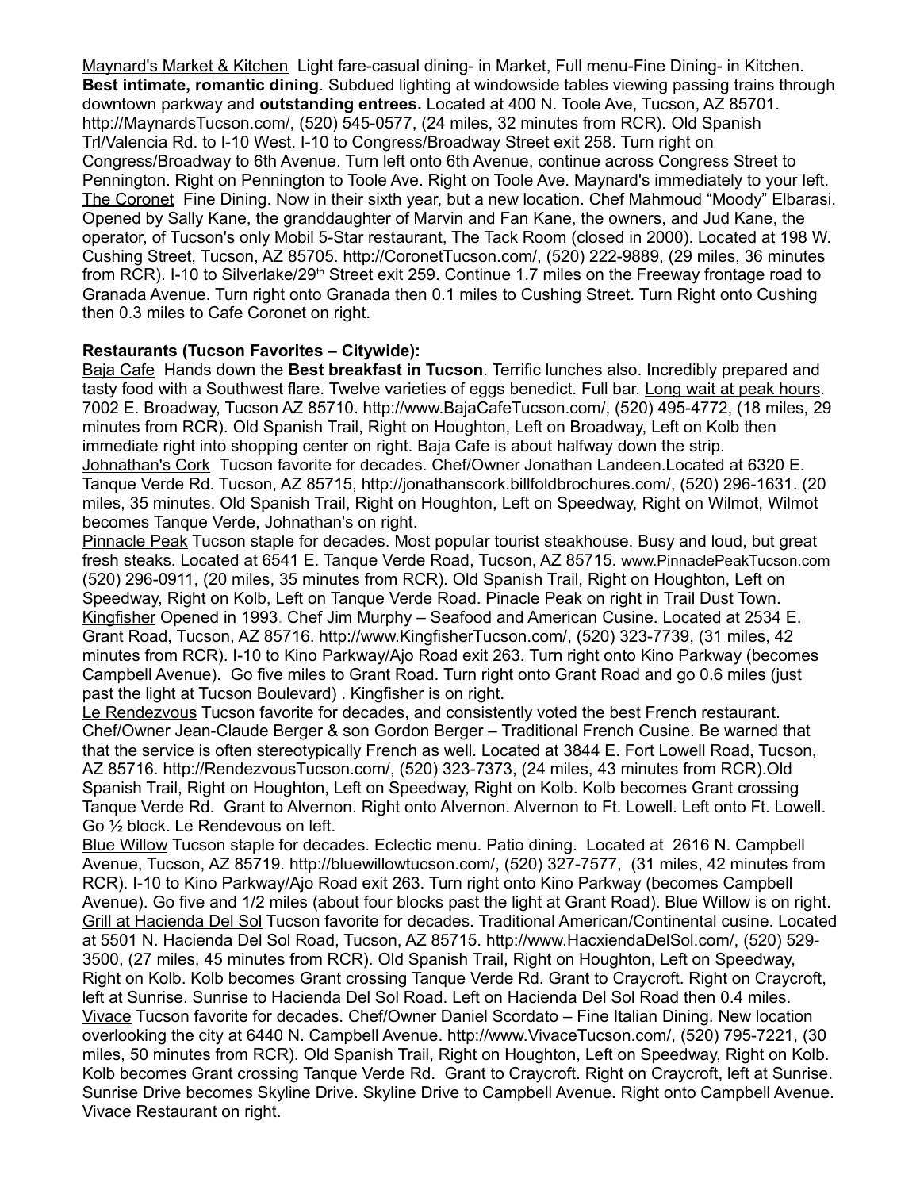Maynard's Market & Kitchen Light fare-casual dining- in Market, Full menu-Fine Dining- in Kitchen. **Best intimate, romantic dining**. Subdued lighting at windowside tables viewing passing trains through downtown parkway and **outstanding entrees.** Located at 400 N. Toole Ave, Tucson, AZ 85701. http://MaynardsTucson.com/, (520) 545-0577, (24 miles, 32 minutes from RCR). Old Spanish Trl/Valencia Rd. to I-10 West. I-10 to Congress/Broadway Street exit 258. Turn right on Congress/Broadway to 6th Avenue. Turn left onto 6th Avenue, continue across Congress Street to Pennington. Right on Pennington to Toole Ave. Right on Toole Ave. Maynard's immediately to your left.

The Coronet Fine Dining. Now in their sixth year, but a new location. Chef Mahmoud “Moody” Elbarasi. Opened by Sally Kane, the granddaughter of Marvin and Fan Kane, the owners, and Jud Kane, the operator, of Tucson's only Mobil 5-Star restaurant, The Tack Room (closed in 2000). Located at 198 W. Cushing Street, Tucson, AZ 85705. http://CoronetTucson.com/, (520) 222-9889, (29 miles, 36 minutes from RCR). I-10 to Silverlake/29th Street exit 259. Continue 1.7 miles on the Freeway frontage road to Granada Avenue. Turn right onto Granada then 0.1 miles to Cushing Street. Turn Right onto Cushing then 0.3 miles to Cafe Coronet on right.

**Restaurants (Tucson Favorites – Citywide):**

Baja Cafe Hands down the **Best breakfast in Tucson**. Terrific lunches also. Incredibly prepared and tasty food with a Southwest flare. Twelve varieties of eggs benedict. Full bar. Long wait at peak hours. 7002 E. Broadway, Tucson AZ 85710. http://www.BajaCafeTucson.com/, (520) 495-4772, (18 miles, 29 minutes from RCR). Old Spanish Trail, Right on Houghton, Left on Broadway, Left on Kolb then immediate right into shopping center on right. Baja Cafe is about halfway down the strip.

Johnathan's Cork Tucson favorite for decades. Chef/Owner Jonathan Landeen.Located at 6320 E. Tanque Verde Rd. Tucson, AZ 85715, http://jonathanscork.billfoldbrochures.com/, (520) 296-1631. (20 miles, 35 minutes. Old Spanish Trail, Right on Houghton, Left on Speedway, Right on Wilmot, Wilmot becomes Tanque Verde, Johnathan's on right.

Pinnacle Peak Tucson staple for decades. Most popular tourist steakhouse. Busy and loud, but great fresh steaks. Located at 6541 E. Tanque Verde Road, Tucson, AZ 85715. www.PinnaclePeakTucson.com (520) 296-0911, (20 miles, 35 minutes from RCR). Old Spanish Trail, Right on Houghton, Left on Speedway, Right on Kolb, Left on Tanque Verde Road. Pinacle Peak on right in Trail Dust Town.

Kingfisher Opened in 1993. Chef Jim Murphy – Seafood and American Cusine. Located at 2534 E. Grant Road, Tucson, AZ 85716. http://www.KingfisherTucson.com/, (520) 323-7739, (31 miles, 42 minutes from RCR). I-10 to Kino Parkway/Ajo Road exit 263. Turn right onto Kino Parkway (becomes Campbell Avenue). Go five miles to Grant Road. Turn right onto Grant Road and go 0.6 miles (just past the light at Tucson Boulevard) . Kingfisher is on right.

Le Rendezvous Tucson favorite for decades, and consistently voted the best French restaurant. Chef/Owner Jean-Claude Berger & son Gordon Berger – Traditional French Cusine. Be warned that that the service is often stereotypically French as well. Located at 3844 E. Fort Lowell Road, Tucson, AZ 85716. http://RendezvousTucson.com/, (520) 323-7373, (24 miles, 43 minutes from RCR).Old Spanish Trail, Right on Houghton, Left on Speedway, Right on Kolb. Kolb becomes Grant crossing Tanque Verde Rd. Grant to Alvernon. Right onto Alvernon. Alvernon to Ft. Lowell. Left onto Ft. Lowell. Go ½ block. Le Rendevous on left.

Blue Willow Tucson staple for decades. Eclectic menu. Patio dining. Located at 2616 N. Campbell Avenue, Tucson, AZ 85719. http://bluewillowtucson.com/, (520) 327-7577, (31 miles, 42 minutes from RCR). I-10 to Kino Parkway/Ajo Road exit 263. Turn right onto Kino Parkway (becomes Campbell Avenue). Go five and 1/2 miles (about four blocks past the light at Grant Road). Blue Willow is on right.

Grill at Hacienda Del Sol Tucson favorite for decades. Traditional American/Continental cusine. Located at 5501 N. Hacienda Del Sol Road, Tucson, AZ 85715. http://www.HacxiendaDelSol.com/, (520) 529-3500, (27 miles, 45 minutes from RCR). Old Spanish Trail, Right on Houghton, Left on Speedway, Right on Kolb. Kolb becomes Grant crossing Tanque Verde Rd. Grant to Craycroft. Right on Craycroft, left at Sunrise. Sunrise to Hacienda Del Sol Road. Left on Hacienda Del Sol Road then 0.4 miles.

Vivace Tucson favorite for decades. Chef/Owner Daniel Scordato – Fine Italian Dining. New location overlooking the city at 6440 N. Campbell Avenue. http://www.VivaceTucson.com/, (520) 795-7221, (30 miles, 50 minutes from RCR). Old Spanish Trail, Right on Houghton, Left on Speedway, Right on Kolb. Kolb becomes Grant crossing Tanque Verde Rd. Grant to Craycroft. Right on Craycroft, left at Sunrise. Sunrise Drive becomes Skyline Drive. Skyline Drive to Campbell Avenue. Right onto Campbell Avenue. Vivace Restaurant on right.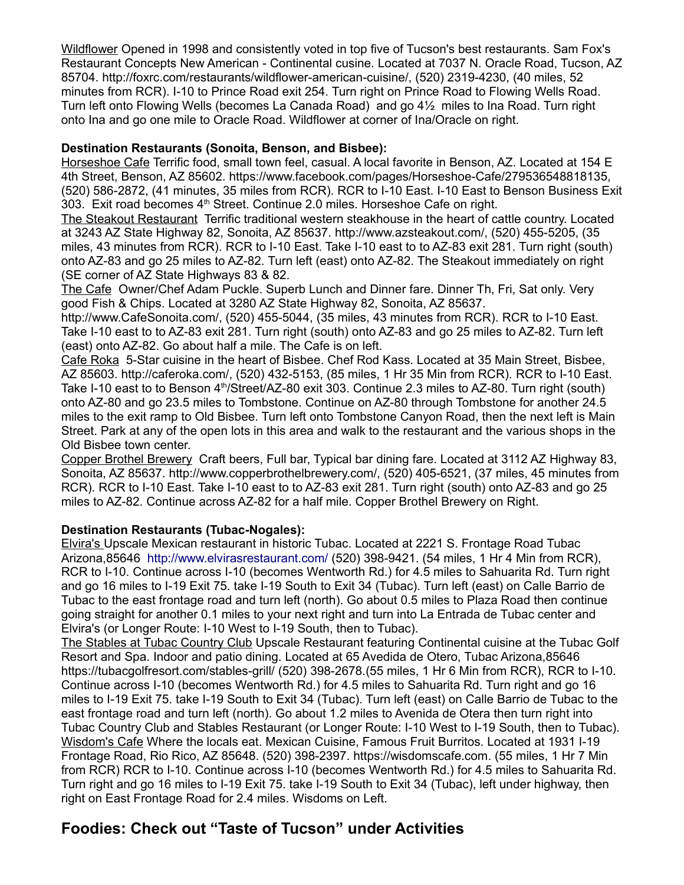Wildflower Opened in 1998 and consistently voted in top five of Tucson's best restaurants. Sam Fox's Restaurant Concepts New American - Continental cusine. Located at 7037 N. Oracle Road, Tucson, AZ 85704. http://foxrc.com/restaurants/wildflower-american-cuisine/, (520) 2319-4230, (40 miles, 52 minutes from RCR). I-10 to Prince Road exit 254. Turn right on Prince Road to Flowing Wells Road. Turn left onto Flowing Wells (becomes La Canada Road) and go 4½ miles to Ina Road. Turn right onto Ina and go one mile to Oracle Road. Wildflower at corner of Ina/Oracle on right.

**Destination Restaurants (Sonoita, Benson, and Bisbee):**

Horseshoe Cafe Terrific food, small town feel, casual. A local favorite in Benson, AZ. Located at 154 E 4th Street, Benson, AZ 85602. https://www.facebook.com/pages/Horseshoe-Cafe/279536548818135, (520) 586-2872, (41 minutes, 35 miles from RCR). RCR to I-10 East. I-10 East to Benson Business Exit 303. Exit road becomes 4th Street. Continue 2.0 miles. Horseshoe Cafe on right.

The Steakout Restaurant Terrific traditional western steakhouse in the heart of cattle country. Located at 3243 AZ State Highway 82, Sonoita, AZ 85637. http://www.azsteakout.com/, (520) 455-5205, (35 miles, 43 minutes from RCR). RCR to I-10 East. Take I-10 east to to AZ-83 exit 281. Turn right (south) onto AZ-83 and go 25 miles to AZ-82. Turn left (east) onto AZ-82. The Steakout immediately on right (SE corner of AZ State Highways 83 & 82.

The Cafe Owner/Chef Adam Puckle. Superb Lunch and Dinner fare. Dinner Th, Fri, Sat only. Very good Fish & Chips. Located at 3280 AZ State Highway 82, Sonoita, AZ 85637. http://www.CafeSonoita.com/, (520) 455-5044, (35 miles, 43 minutes from RCR). RCR to I-10 East. Take I-10 east to to AZ-83 exit 281. Turn right (south) onto AZ-83 and go 25 miles to AZ-82. Turn left (east) onto AZ-82. Go about half a mile. The Cafe is on left.

Cafe Roka 5-Star cuisine in the heart of Bisbee. Chef Rod Kass. Located at 35 Main Street, Bisbee, AZ 85603. http://caferoka.com/, (520) 432-5153, (85 miles, 1 Hr 35 Min from RCR). RCR to I-10 East. Take I-10 east to to Benson 4th/Street/AZ-80 exit 303. Continue 2.3 miles to AZ-80. Turn right (south) onto AZ-80 and go 23.5 miles to Tombstone. Continue on AZ-80 through Tombstone for another 24.5 miles to the exit ramp to Old Bisbee. Turn left onto Tombstone Canyon Road, then the next left is Main Street. Park at any of the open lots in this area and walk to the restaurant and the various shops in the Old Bisbee town center.

Copper Brothel Brewery Craft beers, Full bar, Typical bar dining fare. Located at 3112 AZ Highway 83, Sonoita, AZ 85637. http://www.copperbrothelbrewery.com/, (520) 405-6521, (37 miles, 45 minutes from RCR). RCR to I-10 East. Take I-10 east to to AZ-83 exit 281. Turn right (south) onto AZ-83 and go 25 miles to AZ-82. Continue across AZ-82 for a half mile. Copper Brothel Brewery on Right.

**Destination Restaurants (Tubac-Nogales):**

Elvira's Upscale Mexican restaurant in historic Tubac. Located at 2221 S. Frontage Road Tubac Arizona,85646 http://www.elvirasrestaurant.com/ (520) 398-9421. (54 miles, 1 Hr 4 Min from RCR), RCR to I-10. Continue across I-10 (becomes Wentworth Rd.) for 4.5 miles to Sahuarita Rd. Turn right and go 16 miles to I-19 Exit 75. take I-19 South to Exit 34 (Tubac). Turn left (east) on Calle Barrio de Tubac to the east frontage road and turn left (north). Go about 0.5 miles to Plaza Road then continue going straight for another 0.1 miles to your next right and turn into La Entrada de Tubac center and Elvira's (or Longer Route: I-10 West to I-19 South, then to Tubac).

The Stables at Tubac Country Club Upscale Restaurant featuring Continental cuisine at the Tubac Golf Resort and Spa. Indoor and patio dining. Located at 65 Avedida de Otero, Tubac Arizona,85646 https://tubacgolfresort.com/stables-grill/ (520) 398-2678.(55 miles, 1 Hr 6 Min from RCR), RCR to I-10. Continue across I-10 (becomes Wentworth Rd.) for 4.5 miles to Sahuarita Rd. Turn right and go 16 miles to I-19 Exit 75. take I-19 South to Exit 34 (Tubac). Turn left (east) on Calle Barrio de Tubac to the east frontage road and turn left (north). Go about 1.2 miles to Avenida de Otera then turn right into Tubac Country Club and Stables Restaurant (or Longer Route: I-10 West to I-19 South, then to Tubac).

Wisdom's Cafe Where the locals eat. Mexican Cuisine, Famous Fruit Burritos. Located at 1931 I-19 Frontage Road, Rio Rico, AZ 85648. (520) 398-2397. https://wisdomscafe.com. (55 miles, 1 Hr 7 Min from RCR) RCR to I-10. Continue across I-10 (becomes Wentworth Rd.) for 4.5 miles to Sahuarita Rd. Turn right and go 16 miles to I-19 Exit 75. take I-19 South to Exit 34 (Tubac), left under highway, then right on East Frontage Road for 2.4 miles. Wisdoms on Left.

## Foodies: Check out "Taste of Tucson" under Activities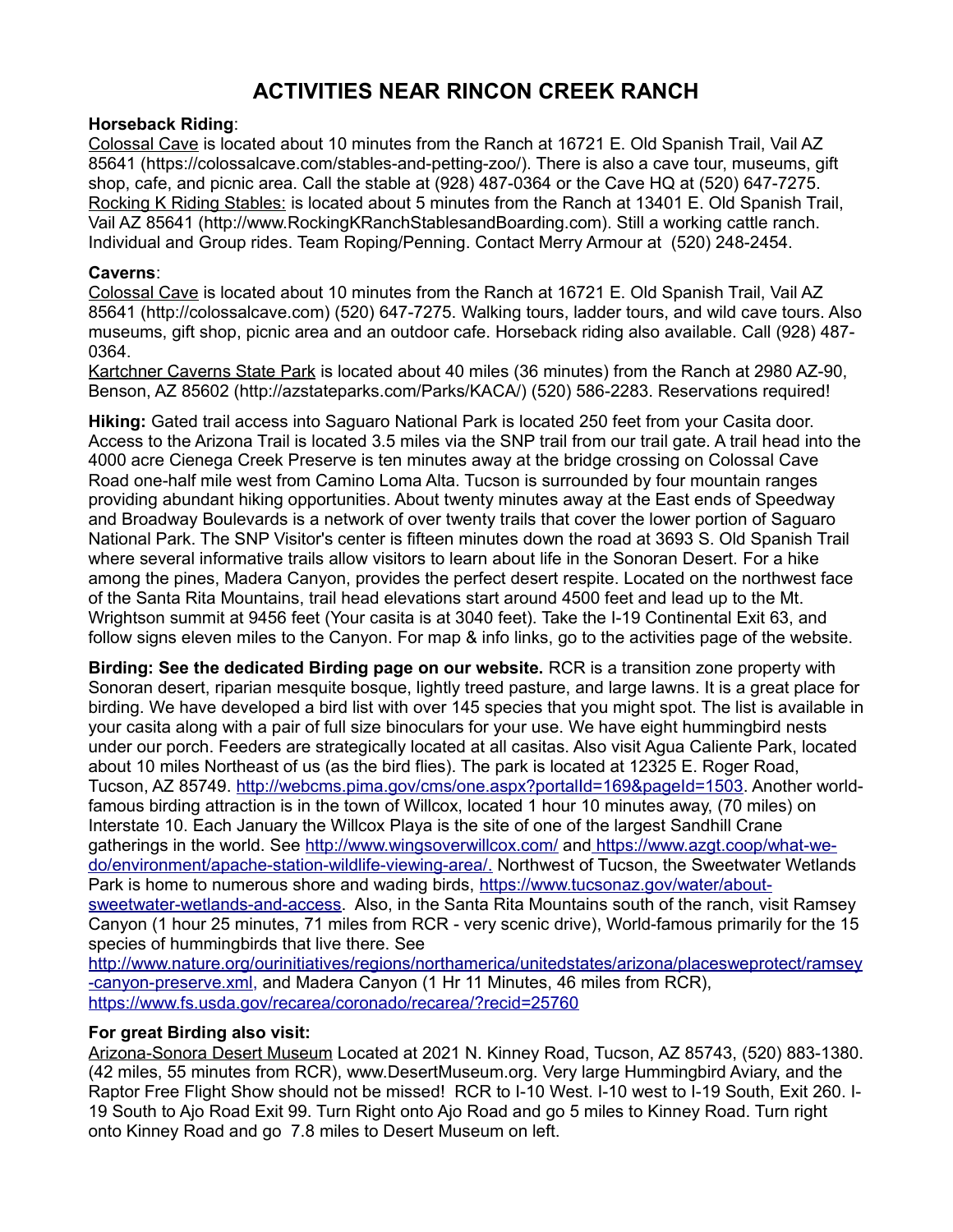# ACTIVITIES NEAR RINCON CREEK RANCH

**Horseback Riding**:
Colossal Cave is located about 10 minutes from the Ranch at 16721 E. Old Spanish Trail, Vail AZ 85641 (https://colossalcave.com/stables-and-petting-zoo/). There is also a cave tour, museums, gift shop, cafe, and picnic area. Call the stable at (928) 487-0364 or the Cave HQ at (520) 647-7275.
Rocking K Riding Stables: is located about 5 minutes from the Ranch at 13401 E. Old Spanish Trail, Vail AZ 85641 (http://www.RockingKRanchStablesandBoarding.com). Still a working cattle ranch. Individual and Group rides. Team Roping/Penning. Contact Merry Armour at (520) 248-2454.

**Caverns**:
Colossal Cave is located about 10 minutes from the Ranch at 16721 E. Old Spanish Trail, Vail AZ 85641 (http://colossalcave.com) (520) 647-7275. Walking tours, ladder tours, and wild cave tours. Also museums, gift shop, picnic area and an outdoor cafe. Horseback riding also available. Call (928) 487-0364.
Kartchner Caverns State Park is located about 40 miles (36 minutes) from the Ranch at 2980 AZ-90, Benson, AZ 85602 (http://azstateparks.com/Parks/KACA/) (520) 586-2283. Reservations required!

**Hiking:** Gated trail access into Saguaro National Park is located 250 feet from your Casita door. Access to the Arizona Trail is located 3.5 miles via the SNP trail from our trail gate. A trail head into the 4000 acre Cienega Creek Preserve is ten minutes away at the bridge crossing on Colossal Cave Road one-half mile west from Camino Loma Alta. Tucson is surrounded by four mountain ranges providing abundant hiking opportunities. About twenty minutes away at the East ends of Speedway and Broadway Boulevards is a network of over twenty trails that cover the lower portion of Saguaro National Park. The SNP Visitor's center is fifteen minutes down the road at 3693 S. Old Spanish Trail where several informative trails allow visitors to learn about life in the Sonoran Desert. For a hike among the pines, Madera Canyon, provides the perfect desert respite. Located on the northwest face of the Santa Rita Mountains, trail head elevations start around 4500 feet and lead up to the Mt. Wrightson summit at 9456 feet (Your casita is at 3040 feet). Take the I-19 Continental Exit 63, and follow signs eleven miles to the Canyon. For map & info links, go to the activities page of the website.

**Birding: See the dedicated Birding page on our website.** RCR is a transition zone property with Sonoran desert, riparian mesquite bosque, lightly treed pasture, and large lawns. It is a great place for birding. We have developed a bird list with over 145 species that you might spot. The list is available in your casita along with a pair of full size binoculars for your use. We have eight hummingbird nests under our porch. Feeders are strategically located at all casitas. Also visit Agua Caliente Park, located about 10 miles Northeast of us (as the bird flies). The park is located at 12325 E. Roger Road, Tucson, AZ 85749. http://webcms.pima.gov/cms/one.aspx?portalId=169&pageId=1503. Another world-famous birding attraction is in the town of Willcox, located 1 hour 10 minutes away, (70 miles) on Interstate 10. Each January the Willcox Playa is the site of one of the largest Sandhill Crane gatherings in the world. See http://www.wingsoverwillcox.com/ and https://www.azgt.coop/what-we-do/environment/apache-station-wildlife-viewing-area/. Northwest of Tucson, the Sweetwater Wetlands Park is home to numerous shore and wading birds, https://www.tucsonaz.gov/water/about-sweetwater-wetlands-and-access. Also, in the Santa Rita Mountains south of the ranch, visit Ramsey Canyon (1 hour 25 minutes, 71 miles from RCR - very scenic drive), World-famous primarily for the 15 species of hummingbirds that live there. See http://www.nature.org/ourinitiatives/regions/northamerica/unitedstates/arizona/placesweprotect/ramsey-canyon-preserve.xml, and Madera Canyon (1 Hr 11 Minutes, 46 miles from RCR), https://www.fs.usda.gov/recarea/coronado/recarea/?recid=25760

**For great Birding also visit:**
Arizona-Sonora Desert Museum Located at 2021 N. Kinney Road, Tucson, AZ 85743, (520) 883-1380. (42 miles, 55 minutes from RCR), www.DesertMuseum.org. Very large Hummingbird Aviary, and the Raptor Free Flight Show should not be missed! RCR to I-10 West. I-10 west to I-19 South, Exit 260. I-19 South to Ajo Road Exit 99. Turn Right onto Ajo Road and go 5 miles to Kinney Road. Turn right onto Kinney Road and go 7.8 miles to Desert Museum on left.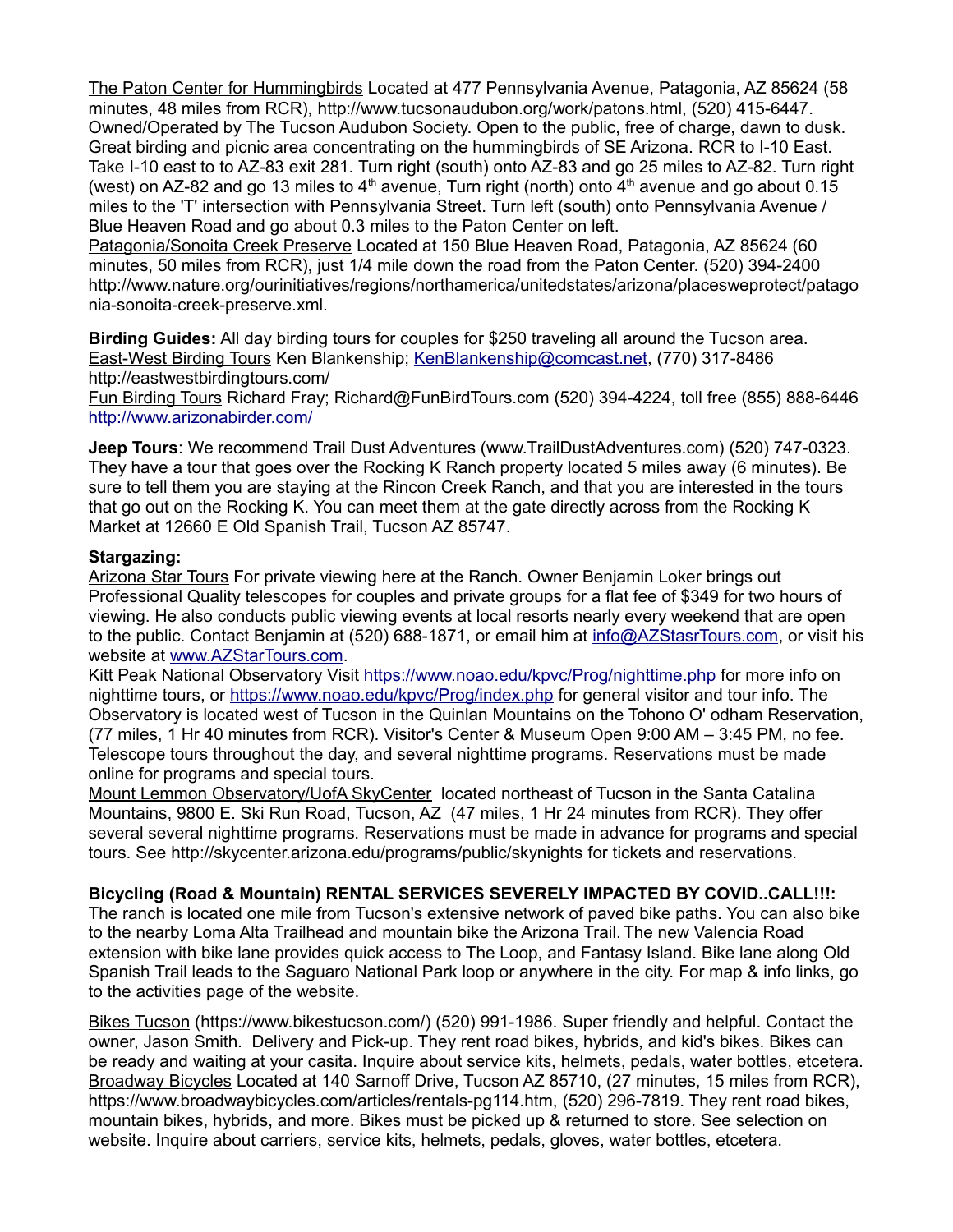The Paton Center for Hummingbirds Located at 477 Pennsylvania Avenue, Patagonia, AZ 85624 (58 minutes, 48 miles from RCR), http://www.tucsonaudubon.org/work/patons.html, (520) 415-6447. Owned/Operated by The Tucson Audubon Society. Open to the public, free of charge, dawn to dusk. Great birding and picnic area concentrating on the hummingbirds of SE Arizona. RCR to I-10 East. Take I-10 east to to AZ-83 exit 281. Turn right (south) onto AZ-83 and go 25 miles to AZ-82. Turn right (west) on AZ-82 and go 13 miles to 4th avenue, Turn right (north) onto 4th avenue and go about 0.15 miles to the 'T' intersection with Pennsylvania Street. Turn left (south) onto Pennsylvania Avenue / Blue Heaven Road and go about 0.3 miles to the Paton Center on left.

Patagonia/Sonoita Creek Preserve Located at 150 Blue Heaven Road, Patagonia, AZ 85624 (60 minutes, 50 miles from RCR), just 1/4 mile down the road from the Paton Center. (520) 394-2400 http://www.nature.org/ourinitiatives/regions/northamerica/unitedstates/arizona/placesweprotect/patagonia-sonoita-creek-preserve.xml.

**Birding Guides:** All day birding tours for couples for $250 traveling all around the Tucson area.
East-West Birding Tours Ken Blankenship; KenBlankenship@comcast.net, (770) 317-8486 http://eastwestbirdingtours.com/
Fun Birding Tours Richard Fray; Richard@FunBirdTours.com (520) 394-4224, toll free (855) 888-6446 http://www.arizonabirder.com/

**Jeep Tours**: We recommend Trail Dust Adventures (www.TrailDustAdventures.com) (520) 747-0323. They have a tour that goes over the Rocking K Ranch property located 5 miles away (6 minutes). Be sure to tell them you are staying at the Rincon Creek Ranch, and that you are interested in the tours that go out on the Rocking K. You can meet them at the gate directly across from the Rocking K Market at 12660 E Old Spanish Trail, Tucson AZ 85747.

**Stargazing:**
Arizona Star Tours For private viewing here at the Ranch. Owner Benjamin Loker brings out Professional Quality telescopes for couples and private groups for a flat fee of $349 for two hours of viewing. He also conducts public viewing events at local resorts nearly every weekend that are open to the public. Contact Benjamin at (520) 688-1871, or email him at info@AZStasrTours.com, or visit his website at www.AZStarTours.com.
Kitt Peak National Observatory Visit https://www.noao.edu/kpvc/Prog/nighttime.php for more info on nighttime tours, or https://www.noao.edu/kpvc/Prog/index.php for general visitor and tour info. The Observatory is located west of Tucson in the Quinlan Mountains on the Tohono O' odham Reservation, (77 miles, 1 Hr 40 minutes from RCR). Visitor's Center & Museum Open 9:00 AM – 3:45 PM, no fee. Telescope tours throughout the day, and several nighttime programs. Reservations must be made online for programs and special tours.
Mount Lemmon Observatory/UofA SkyCenter located northeast of Tucson in the Santa Catalina Mountains, 9800 E. Ski Run Road, Tucson, AZ (47 miles, 1 Hr 24 minutes from RCR). They offer several several nighttime programs. Reservations must be made in advance for programs and special tours. See http://skycenter.arizona.edu/programs/public/skynights for tickets and reservations.

**Bicycling (Road & Mountain) RENTAL SERVICES SEVERELY IMPACTED BY COVID..CALL!!!:**
The ranch is located one mile from Tucson's extensive network of paved bike paths. You can also bike to the nearby Loma Alta Trailhead and mountain bike the Arizona Trail. The new Valencia Road extension with bike lane provides quick access to The Loop, and Fantasy Island. Bike lane along Old Spanish Trail leads to the Saguaro National Park loop or anywhere in the city. For map & info links, go to the activities page of the website.

Bikes Tucson (https://www.bikestucson.com/) (520) 991-1986. Super friendly and helpful. Contact the owner, Jason Smith. Delivery and Pick-up. They rent road bikes, hybrids, and kid's bikes. Bikes can be ready and waiting at your casita. Inquire about service kits, helmets, pedals, water bottles, etcetera.
Broadway Bicycles Located at 140 Sarnoff Drive, Tucson AZ 85710, (27 minutes, 15 miles from RCR), https://www.broadwaybicycles.com/articles/rentals-pg114.htm, (520) 296-7819. They rent road bikes, mountain bikes, hybrids, and more. Bikes must be picked up & returned to store. See selection on website. Inquire about carriers, service kits, helmets, pedals, gloves, water bottles, etcetera.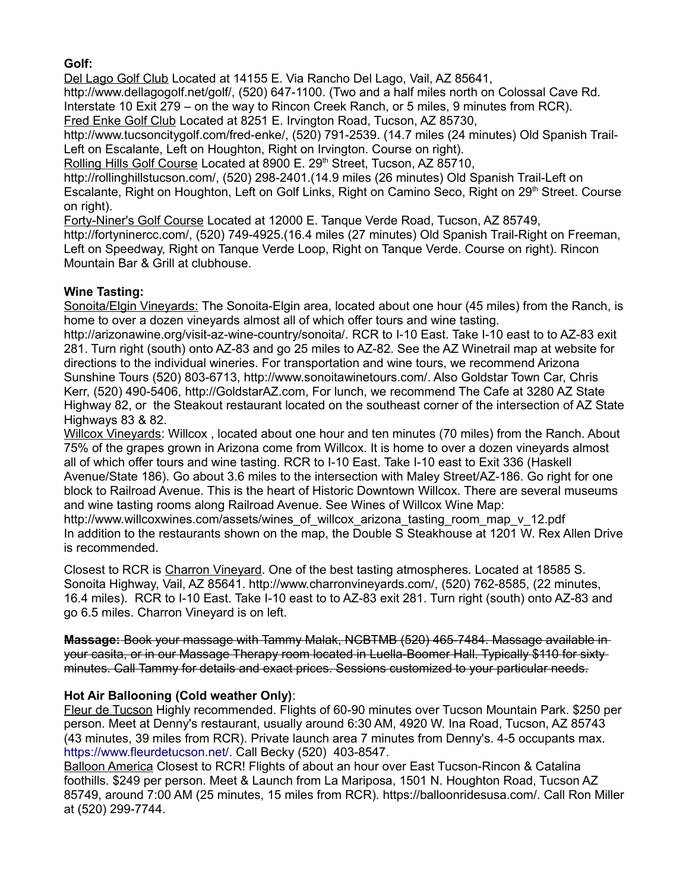**Golf:**

Del Lago Golf Club Located at 14155 E. Via Rancho Del Lago, Vail, AZ 85641, http://www.dellagogolf.net/golf/, (520) 647-1100. (Two and a half miles north on Colossal Cave Rd. Interstate 10 Exit 279 – on the way to Rincon Creek Ranch, or 5 miles, 9 minutes from RCR).

Fred Enke Golf Club Located at 8251 E. Irvington Road, Tucson, AZ 85730, http://www.tucsoncitygolf.com/fred-enke/, (520) 791-2539. (14.7 miles (24 minutes) Old Spanish Trail-Left on Escalante, Left on Houghton, Right on Irvington. Course on right).

Rolling Hills Golf Course Located at 8900 E. 29th Street, Tucson, AZ 85710, http://rollinghillstucson.com/, (520) 298-2401.(14.9 miles (26 minutes) Old Spanish Trail-Left on Escalante, Right on Houghton, Left on Golf Links, Right on Camino Seco, Right on 29th Street. Course on right).

Forty-Niner's Golf Course Located at 12000 E. Tanque Verde Road, Tucson, AZ 85749, http://fortyninercc.com/, (520) 749-4925.(16.4 miles (27 minutes) Old Spanish Trail-Right on Freeman, Left on Speedway, Right on Tanque Verde Loop, Right on Tanque Verde. Course on right). Rincon Mountain Bar & Grill at clubhouse.

**Wine Tasting:**

Sonoita/Elgin Vineyards: The Sonoita-Elgin area, located about one hour (45 miles) from the Ranch, is home to over a dozen vineyards almost all of which offer tours and wine tasting. http://arizonawine.org/visit-az-wine-country/sonoita/. RCR to I-10 East. Take I-10 east to to AZ-83 exit 281. Turn right (south) onto AZ-83 and go 25 miles to AZ-82. See the AZ Winetrail map at website for directions to the individual wineries. For transportation and wine tours, we recommend Arizona Sunshine Tours (520) 803-6713, http://www.sonoitawinetours.com/. Also Goldstar Town Car, Chris Kerr, (520) 490-5406, http://GoldstarAZ.com, For lunch, we recommend The Cafe at 3280 AZ State Highway 82, or the Steakout restaurant located on the southeast corner of the intersection of AZ State Highways 83 & 82.

Willcox Vineyards: Willcox , located about one hour and ten minutes (70 miles) from the Ranch. About 75% of the grapes grown in Arizona come from Willcox. It is home to over a dozen vineyards almost all of which offer tours and wine tasting. RCR to I-10 East. Take I-10 east to Exit 336 (Haskell Avenue/State 186). Go about 3.6 miles to the intersection with Maley Street/AZ-186. Go right for one block to Railroad Avenue. This is the heart of Historic Downtown Willcox. There are several museums and wine tasting rooms along Railroad Avenue. See Wines of Willcox Wine Map: http://www.willcoxwines.com/assets/wines_of_willcox_arizona_tasting_room_map_v_12.pdf In addition to the restaurants shown on the map, the Double S Steakhouse at 1201 W. Rex Allen Drive is recommended.

Closest to RCR is Charron Vineyard. One of the best tasting atmospheres. Located at 18585 S. Sonoita Highway, Vail, AZ 85641. http://www.charronvineyards.com/, (520) 762-8585, (22 minutes, 16.4 miles). RCR to I-10 East. Take I-10 east to to AZ-83 exit 281. Turn right (south) onto AZ-83 and go 6.5 miles. Charron Vineyard is on left.

~~**Massage:** Book your massage with Tammy Malak, NCBTMB (520) 465-7484. Massage available in your casita, or in our Massage Therapy room located in Luella-Boomer Hall. Typically $110 for sixty minutes. Call Tammy for details and exact prices. Sessions customized to your particular needs.~~

**Hot Air Ballooning (Cold weather Only)**:

Fleur de Tucson Highly recommended. Flights of 60-90 minutes over Tucson Mountain Park. $250 per person. Meet at Denny's restaurant, usually around 6:30 AM, 4920 W. Ina Road, Tucson, AZ 85743 (43 minutes, 39 miles from RCR). Private launch area 7 minutes from Denny's. 4-5 occupants max. https://www.fleurdetucson.net/. Call Becky (520) 403-8547.

Balloon America Closest to RCR! Flights of about an hour over East Tucson-Rincon & Catalina foothills. $249 per person. Meet & Launch from La Mariposa, 1501 N. Houghton Road, Tucson AZ 85749, around 7:00 AM (25 minutes, 15 miles from RCR). https://balloonridesusa.com/. Call Ron Miller at (520) 299-7744.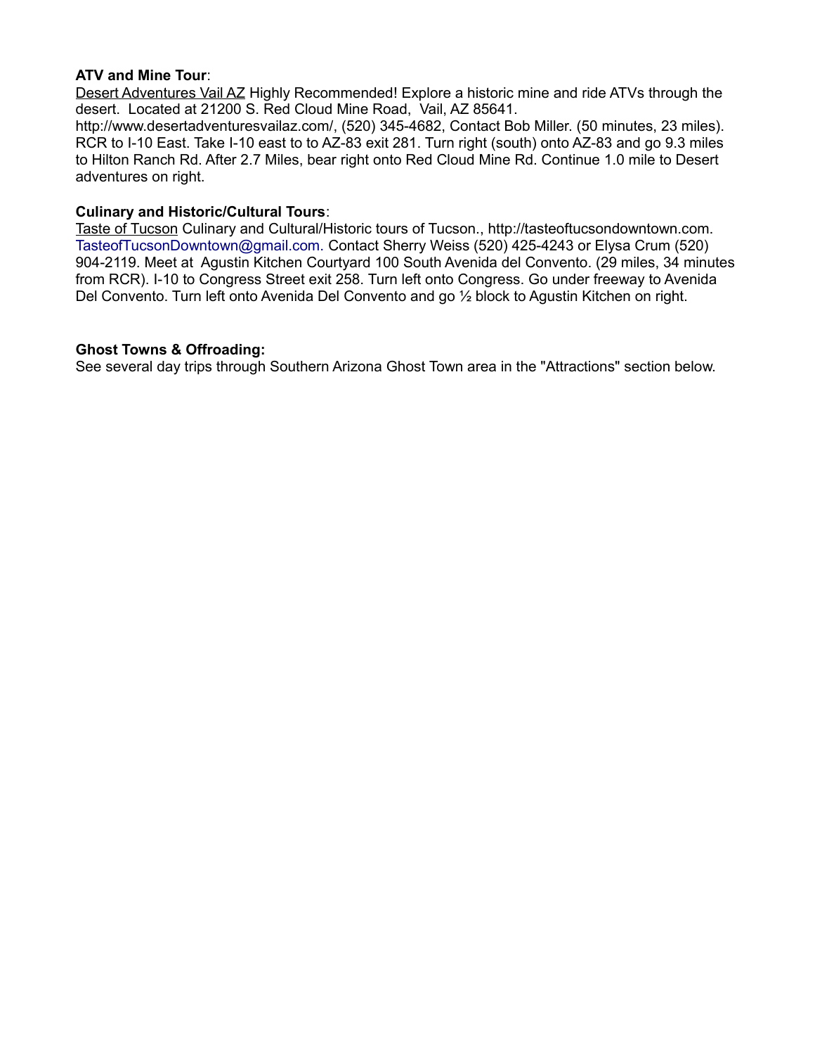**ATV and Mine Tour**:

Desert Adventures Vail AZ Highly Recommended! Explore a historic mine and ride ATVs through the desert. Located at 21200 S. Red Cloud Mine Road, Vail, AZ 85641. http://www.desertadventuresvailaz.com/, (520) 345-4682, Contact Bob Miller. (50 minutes, 23 miles). RCR to I-10 East. Take I-10 east to to AZ-83 exit 281. Turn right (south) onto AZ-83 and go 9.3 miles to Hilton Ranch Rd. After 2.7 Miles, bear right onto Red Cloud Mine Rd. Continue 1.0 mile to Desert adventures on right.

**Culinary and Historic/Cultural Tours**:

Taste of Tucson Culinary and Cultural/Historic tours of Tucson., http://tasteoftucsondowntown.com. TasteofTucsonDowntown@gmail.com. Contact Sherry Weiss (520) 425-4243 or Elysa Crum (520) 904-2119. Meet at Agustin Kitchen Courtyard 100 South Avenida del Convento. (29 miles, 34 minutes from RCR). I-10 to Congress Street exit 258. Turn left onto Congress. Go under freeway to Avenida Del Convento. Turn left onto Avenida Del Convento and go ½ block to Agustin Kitchen on right.

**Ghost Towns & Offroading:**

See several day trips through Southern Arizona Ghost Town area in the "Attractions" section below.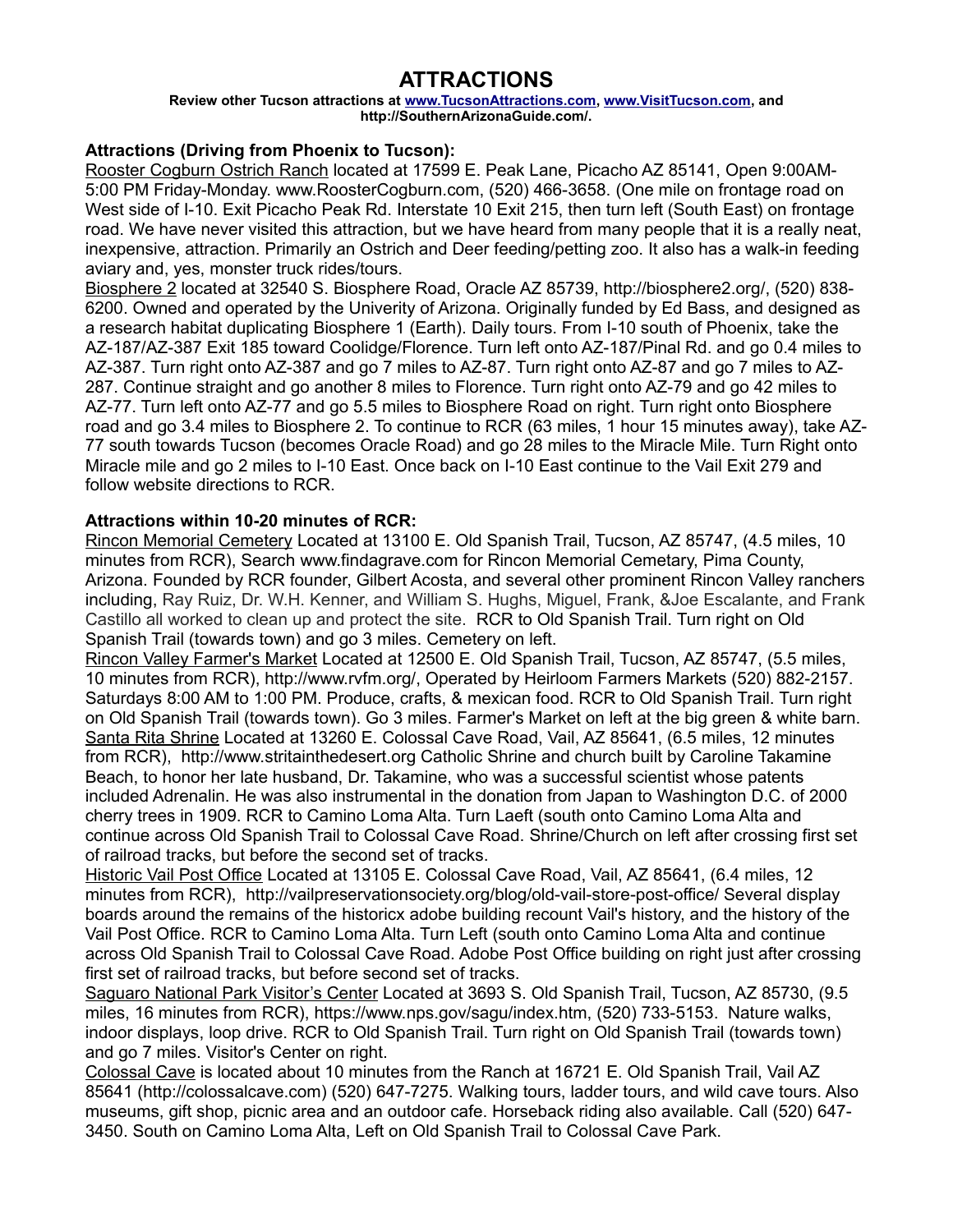# ATTRACTIONS

**Review other Tucson attractions at [www.TucsonAttractions.com](http://www.TucsonAttractions.com), [www.VisitTucson.com](http://www.VisitTucson.com), and http://SouthernArizonaGuide.com/.**

**Attractions (Driving from Phoenix to Tucson):**

Rooster Cogburn Ostrich Ranch located at 17599 E. Peak Lane, Picacho AZ 85141, Open 9:00AM-5:00 PM Friday-Monday. www.RoosterCogburn.com, (520) 466-3658. (One mile on frontage road on West side of I-10. Exit Picacho Peak Rd. Interstate 10 Exit 215, then turn left (South East) on frontage road. We have never visited this attraction, but we have heard from many people that it is a really neat, inexpensive, attraction. Primarily an Ostrich and Deer feeding/petting zoo. It also has a walk-in feeding aviary and, yes, monster truck rides/tours.

Biosphere 2 located at 32540 S. Biosphere Road, Oracle AZ 85739, http://biosphere2.org/, (520) 838-6200. Owned and operated by the Univerity of Arizona. Originally funded by Ed Bass, and designed as a research habitat duplicating Biosphere 1 (Earth). Daily tours. From I-10 south of Phoenix, take the AZ-187/AZ-387 Exit 185 toward Coolidge/Florence. Turn left onto AZ-187/Pinal Rd. and go 0.4 miles to AZ-387. Turn right onto AZ-387 and go 7 miles to AZ-87. Turn right onto AZ-87 and go 7 miles to AZ-287. Continue straight and go another 8 miles to Florence. Turn right onto AZ-79 and go 42 miles to AZ-77. Turn left onto AZ-77 and go 5.5 miles to Biosphere Road on right. Turn right onto Biosphere road and go 3.4 miles to Biosphere 2. To continue to RCR (63 miles, 1 hour 15 minutes away), take AZ-77 south towards Tucson (becomes Oracle Road) and go 28 miles to the Miracle Mile. Turn Right onto Miracle mile and go 2 miles to I-10 East. Once back on I-10 East continue to the Vail Exit 279 and follow website directions to RCR.

**Attractions within 10-20 minutes of RCR:**

Rincon Memorial Cemetery Located at 13100 E. Old Spanish Trail, Tucson, AZ 85747, (4.5 miles, 10 minutes from RCR), Search www.findagrave.com for Rincon Memorial Cemetary, Pima County, Arizona. Founded by RCR founder, Gilbert Acosta, and several other prominent Rincon Valley ranchers including, Ray Ruiz, Dr. W.H. Kenner, and William S. Hughs, Miguel, Frank, &Joe Escalante, and Frank Castillo all worked to clean up and protect the site. RCR to Old Spanish Trail. Turn right on Old Spanish Trail (towards town) and go 3 miles. Cemetery on left.

Rincon Valley Farmer's Market Located at 12500 E. Old Spanish Trail, Tucson, AZ 85747, (5.5 miles, 10 minutes from RCR), http://www.rvfm.org/, Operated by Heirloom Farmers Markets (520) 882-2157. Saturdays 8:00 AM to 1:00 PM. Produce, crafts, & mexican food. RCR to Old Spanish Trail. Turn right on Old Spanish Trail (towards town). Go 3 miles. Farmer's Market on left at the big green & white barn.

Santa Rita Shrine Located at 13260 E. Colossal Cave Road, Vail, AZ 85641, (6.5 miles, 12 minutes from RCR), http://www.stritainthedesert.org Catholic Shrine and church built by Caroline Takamine Beach, to honor her late husband, Dr. Takamine, who was a successful scientist whose patents included Adrenalin. He was also instrumental in the donation from Japan to Washington D.C. of 2000 cherry trees in 1909. RCR to Camino Loma Alta. Turn Laeft (south onto Camino Loma Alta and continue across Old Spanish Trail to Colossal Cave Road. Shrine/Church on left after crossing first set of railroad tracks, but before the second set of tracks.

Historic Vail Post Office Located at 13105 E. Colossal Cave Road, Vail, AZ 85641, (6.4 miles, 12 minutes from RCR), http://vailpreservationsociety.org/blog/old-vail-store-post-office/ Several display boards around the remains of the historicx adobe building recount Vail's history, and the history of the Vail Post Office. RCR to Camino Loma Alta. Turn Left (south onto Camino Loma Alta and continue across Old Spanish Trail to Colossal Cave Road. Adobe Post Office building on right just after crossing first set of railroad tracks, but before second set of tracks.

Saguaro National Park Visitor's Center Located at 3693 S. Old Spanish Trail, Tucson, AZ 85730, (9.5 miles, 16 minutes from RCR), https://www.nps.gov/sagu/index.htm, (520) 733-5153. Nature walks, indoor displays, loop drive. RCR to Old Spanish Trail. Turn right on Old Spanish Trail (towards town) and go 7 miles. Visitor's Center on right.

Colossal Cave is located about 10 minutes from the Ranch at 16721 E. Old Spanish Trail, Vail AZ 85641 (http://colossalcave.com) (520) 647-7275. Walking tours, ladder tours, and wild cave tours. Also museums, gift shop, picnic area and an outdoor cafe. Horseback riding also available. Call (520) 647-3450. South on Camino Loma Alta, Left on Old Spanish Trail to Colossal Cave Park.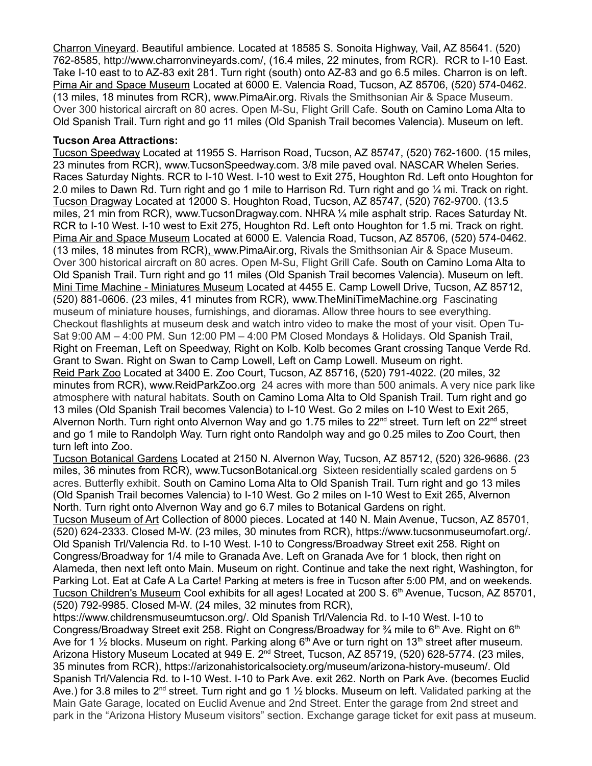Charron Vineyard. Beautiful ambience. Located at 18585 S. Sonoita Highway, Vail, AZ 85641. (520) 762-8585, http://www.charronvineyards.com/, (16.4 miles, 22 minutes, from RCR). RCR to I-10 East. Take I-10 east to to AZ-83 exit 281. Turn right (south) onto AZ-83 and go 6.5 miles. Charron is on left.
Pima Air and Space Museum Located at 6000 E. Valencia Road, Tucson, AZ 85706, (520) 574-0462. (13 miles, 18 minutes from RCR), www.PimaAir.org. Rivals the Smithsonian Air & Space Museum. Over 300 historical aircraft on 80 acres. Open M-Su, Flight Grill Cafe. South on Camino Loma Alta to Old Spanish Trail. Turn right and go 11 miles (Old Spanish Trail becomes Valencia). Museum on left.

**Tucson Area Attractions:**

Tucson Speedway Located at 11955 S. Harrison Road, Tucson, AZ 85747, (520) 762-1600. (15 miles, 23 minutes from RCR), www.TucsonSpeedway.com. 3/8 mile paved oval. NASCAR Whelen Series. Races Saturday Nights. RCR to I-10 West. I-10 west to Exit 275, Houghton Rd. Left onto Houghton for 2.0 miles to Dawn Rd. Turn right and go 1 mile to Harrison Rd. Turn right and go ¼ mi. Track on right.
Tucson Dragway Located at 12000 S. Houghton Road, Tucson, AZ 85747, (520) 762-9700. (13.5 miles, 21 min from RCR), www.TucsonDragway.com. NHRA ¼ mile asphalt strip. Races Saturday Nt. RCR to I-10 West. I-10 west to Exit 275, Houghton Rd. Left onto Houghton for 1.5 mi. Track on right.
Pima Air and Space Museum Located at 6000 E. Valencia Road, Tucson, AZ 85706, (520) 574-0462. (13 miles, 18 minutes from RCR), www.PimaAir.org, Rivals the Smithsonian Air & Space Museum. Over 300 historical aircraft on 80 acres. Open M-Su, Flight Grill Cafe. South on Camino Loma Alta to Old Spanish Trail. Turn right and go 11 miles (Old Spanish Trail becomes Valencia). Museum on left.
Mini Time Machine - Miniatures Museum Located at 4455 E. Camp Lowell Drive, Tucson, AZ 85712, (520) 881-0606. (23 miles, 41 minutes from RCR), www.TheMiniTimeMachine.org Fascinating museum of miniature houses, furnishings, and dioramas. Allow three hours to see everything. Checkout flashlights at museum desk and watch intro video to make the most of your visit. Open Tu-Sat 9:00 AM – 4:00 PM. Sun 12:00 PM – 4:00 PM Closed Mondays & Holidays. Old Spanish Trail, Right on Freeman, Left on Speedway, Right on Kolb. Kolb becomes Grant crossing Tanque Verde Rd. Grant to Swan. Right on Swan to Camp Lowell, Left on Camp Lowell. Museum on right.
Reid Park Zoo Located at 3400 E. Zoo Court, Tucson, AZ 85716, (520) 791-4022. (20 miles, 32 minutes from RCR), www.ReidParkZoo.org 24 acres with more than 500 animals. A very nice park like atmosphere with natural habitats. South on Camino Loma Alta to Old Spanish Trail. Turn right and go 13 miles (Old Spanish Trail becomes Valencia) to I-10 West. Go 2 miles on I-10 West to Exit 265, Alvernon North. Turn right onto Alvernon Way and go 1.75 miles to 22nd street. Turn left on 22nd street and go 1 mile to Randolph Way. Turn right onto Randolph way and go 0.25 miles to Zoo Court, then turn left into Zoo.
Tucson Botanical Gardens Located at 2150 N. Alvernon Way, Tucson, AZ 85712, (520) 326-9686. (23 miles, 36 minutes from RCR), www.TucsonBotanical.org Sixteen residentially scaled gardens on 5 acres. Butterfly exhibit. South on Camino Loma Alta to Old Spanish Trail. Turn right and go 13 miles (Old Spanish Trail becomes Valencia) to I-10 West. Go 2 miles on I-10 West to Exit 265, Alvernon North. Turn right onto Alvernon Way and go 6.7 miles to Botanical Gardens on right.
Tucson Museum of Art Collection of 8000 pieces. Located at 140 N. Main Avenue, Tucson, AZ 85701, (520) 624-2333. Closed M-W. (23 miles, 30 minutes from RCR), https://www.tucsonmuseumofart.org/. Old Spanish Trl/Valencia Rd. to I-10 West. I-10 to Congress/Broadway Street exit 258. Right on Congress/Broadway for 1/4 mile to Granada Ave. Left on Granada Ave for 1 block, then right on Alameda, then next left onto Main. Museum on right. Continue and take the next right, Washington, for Parking Lot. Eat at Cafe A La Carte! Parking at meters is free in Tucson after 5:00 PM, and on weekends.
Tucson Children's Museum Cool exhibits for all ages! Located at 200 S. 6th Avenue, Tucson, AZ 85701, (520) 792-9985. Closed M-W. (24 miles, 32 minutes from RCR), https://www.childrensmuseumtucson.org/. Old Spanish Trl/Valencia Rd. to I-10 West. I-10 to Congress/Broadway Street exit 258. Right on Congress/Broadway for ¾ mile to 6th Ave. Right on 6th Ave for 1 ½ blocks. Museum on right. Parking along 6th Ave or turn right on 13th street after museum.
Arizona History Museum Located at 949 E. 2nd Street, Tucson, AZ 85719, (520) 628-5774. (23 miles, 35 minutes from RCR), https://arizonahistoricalsociety.org/museum/arizona-history-museum/. Old Spanish Trl/Valencia Rd. to I-10 West. I-10 to Park Ave. exit 262. North on Park Ave. (becomes Euclid Ave.) for 3.8 miles to 2nd street. Turn right and go 1 ½ blocks. Museum on left. Validated parking at the Main Gate Garage, located on Euclid Avenue and 2nd Street. Enter the garage from 2nd street and park in the "Arizona History Museum visitors" section. Exchange garage ticket for exit pass at museum.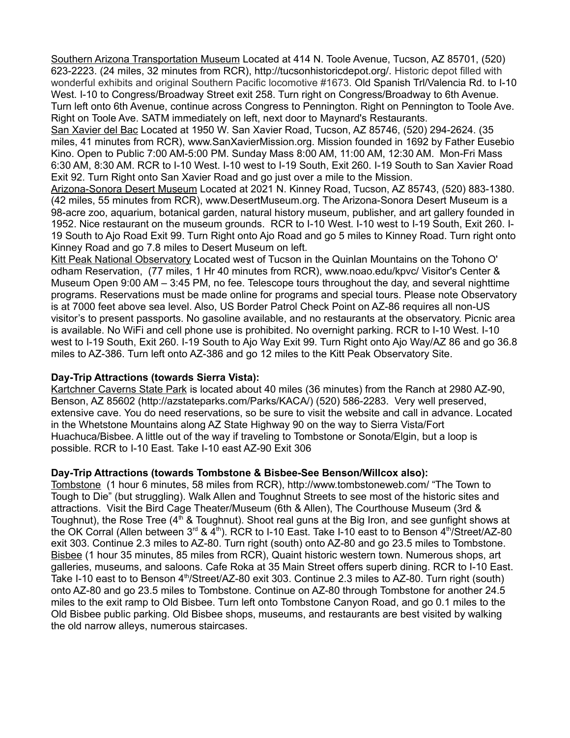<u>Southern Arizona Transportation Museum</u> Located at 414 N. Toole Avenue, Tucson, AZ 85701, (520) 623-2223. (24 miles, 32 minutes from RCR), http://tucsonhistoricdepot.org/. Historic depot filled with wonderful exhibits and original Southern Pacific locomotive #1673. Old Spanish Trl/Valencia Rd. to I-10 West. I-10 to Congress/Broadway Street exit 258. Turn right on Congress/Broadway to 6th Avenue. Turn left onto 6th Avenue, continue across Congress to Pennington. Right on Pennington to Toole Ave. Right on Toole Ave. SATM immediately on left, next door to Maynard's Restaurants.

<u>San Xavier del Bac</u> Located at 1950 W. San Xavier Road, Tucson, AZ 85746, (520) 294-2624. (35 miles, 41 minutes from RCR), www.SanXavierMission.org. Mission founded in 1692 by Father Eusebio Kino. Open to Public 7:00 AM-5:00 PM. Sunday Mass 8:00 AM, 11:00 AM, 12:30 AM. Mon-Fri Mass 6:30 AM, 8:30 AM. RCR to I-10 West. I-10 west to I-19 South, Exit 260. I-19 South to San Xavier Road Exit 92. Turn Right onto San Xavier Road and go just over a mile to the Mission.

<u>Arizona-Sonora Desert Museum</u> Located at 2021 N. Kinney Road, Tucson, AZ 85743, (520) 883-1380. (42 miles, 55 minutes from RCR), www.DesertMuseum.org. The Arizona-Sonora Desert Museum is a 98-acre zoo, aquarium, botanical garden, natural history museum, publisher, and art gallery founded in 1952. Nice restaurant on the museum grounds. RCR to I-10 West. I-10 west to I-19 South, Exit 260. I-19 South to Ajo Road Exit 99. Turn Right onto Ajo Road and go 5 miles to Kinney Road. Turn right onto Kinney Road and go 7.8 miles to Desert Museum on left.

<u>Kitt Peak National Observatory</u> Located west of Tucson in the Quinlan Mountains on the Tohono O' odham Reservation, (77 miles, 1 Hr 40 minutes from RCR), www.noao.edu/kpvc/ Visitor's Center & Museum Open 9:00 AM – 3:45 PM, no fee. Telescope tours throughout the day, and several nighttime programs. Reservations must be made online for programs and special tours. Please note Observatory is at 7000 feet above sea level. Also, US Border Patrol Check Point on AZ-86 requires all non-US visitor's to present passports. No gasoline available, and no restaurants at the observatory. Picnic area is available. No WiFi and cell phone use is prohibited. No overnight parking. RCR to I-10 West. I-10 west to I-19 South, Exit 260. I-19 South to Ajo Way Exit 99. Turn Right onto Ajo Way/AZ 86 and go 36.8 miles to AZ-386. Turn left onto AZ-386 and go 12 miles to the Kitt Peak Observatory Site.

**Day-Trip Attractions (towards Sierra Vista):**

<u>Kartchner Caverns State Park</u> is located about 40 miles (36 minutes) from the Ranch at 2980 AZ-90, Benson, AZ 85602 (http://azstateparks.com/Parks/KACA/) (520) 586-2283. Very well preserved, extensive cave. You do need reservations, so be sure to visit the website and call in advance. Located in the Whetstone Mountains along AZ State Highway 90 on the way to Sierra Vista/Fort Huachuca/Bisbee. A little out of the way if traveling to Tombstone or Sonota/Elgin, but a loop is possible. RCR to I-10 East. Take I-10 east AZ-90 Exit 306

**Day-Trip Attractions (towards Tombstone & Bisbee-See Benson/Willcox also):**

<u>Tombstone</u> (1 hour 6 minutes, 58 miles from RCR), http://www.tombstoneweb.com/ "The Town to Tough to Die" (but struggling). Walk Allen and Toughnut Streets to see most of the historic sites and attractions. Visit the Bird Cage Theater/Museum (6th & Allen), The Courthouse Museum (3rd & Toughnut), the Rose Tree (4th & Toughnut). Shoot real guns at the Big Iron, and see gunfight shows at the OK Corral (Allen between 3rd & 4th). RCR to I-10 East. Take I-10 east to to Benson 4th/Street/AZ-80 exit 303. Continue 2.3 miles to AZ-80. Turn right (south) onto AZ-80 and go 23.5 miles to Tombstone.

<u>Bisbee</u> (1 hour 35 minutes, 85 miles from RCR), Quaint historic western town. Numerous shops, art galleries, museums, and saloons. Cafe Roka at 35 Main Street offers superb dining. RCR to I-10 East. Take I-10 east to to Benson 4th/Street/AZ-80 exit 303. Continue 2.3 miles to AZ-80. Turn right (south) onto AZ-80 and go 23.5 miles to Tombstone. Continue on AZ-80 through Tombstone for another 24.5 miles to the exit ramp to Old Bisbee. Turn left onto Tombstone Canyon Road, and go 0.1 miles to the Old Bisbee public parking. Old Bisbee shops, museums, and restaurants are best visited by walking the old narrow alleys, numerous staircases.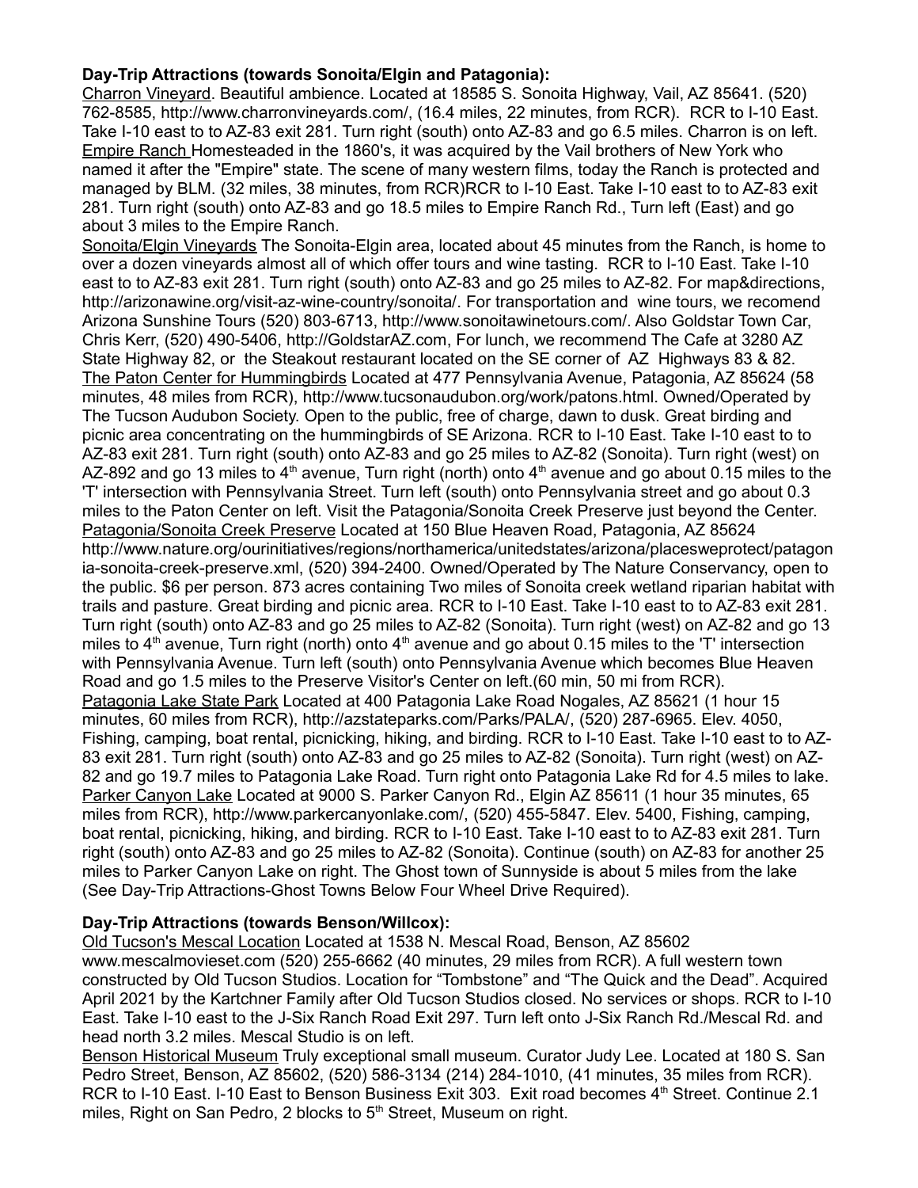**Day-Trip Attractions (towards Sonoita/Elgin and Patagonia):**

Charron Vineyard. Beautiful ambience. Located at 18585 S. Sonoita Highway, Vail, AZ 85641. (520) 762-8585, http://www.charronvineyards.com/, (16.4 miles, 22 minutes, from RCR). RCR to I-10 East. Take I-10 east to to AZ-83 exit 281. Turn right (south) onto AZ-83 and go 6.5 miles. Charron is on left.

Empire Ranch Homesteaded in the 1860's, it was acquired by the Vail brothers of New York who named it after the "Empire" state. The scene of many western films, today the Ranch is protected and managed by BLM. (32 miles, 38 minutes, from RCR)RCR to I-10 East. Take I-10 east to to AZ-83 exit 281. Turn right (south) onto AZ-83 and go 18.5 miles to Empire Ranch Rd., Turn left (East) and go about 3 miles to the Empire Ranch.

Sonoita/Elgin Vineyards The Sonoita-Elgin area, located about 45 minutes from the Ranch, is home to over a dozen vineyards almost all of which offer tours and wine tasting. RCR to I-10 East. Take I-10 east to to AZ-83 exit 281. Turn right (south) onto AZ-83 and go 25 miles to AZ-82. For map&directions, http://arizonawine.org/visit-az-wine-country/sonoita/. For transportation and wine tours, we recomend Arizona Sunshine Tours (520) 803-6713, http://www.sonoitawinetours.com/. Also Goldstar Town Car, Chris Kerr, (520) 490-5406, http://GoldstarAZ.com, For lunch, we recommend The Cafe at 3280 AZ State Highway 82, or the Steakout restaurant located on the SE corner of AZ Highways 83 & 82.

The Paton Center for Hummingbirds Located at 477 Pennsylvania Avenue, Patagonia, AZ 85624 (58 minutes, 48 miles from RCR), http://www.tucsonaudubon.org/work/patons.html. Owned/Operated by The Tucson Audubon Society. Open to the public, free of charge, dawn to dusk. Great birding and picnic area concentrating on the hummingbirds of SE Arizona. RCR to I-10 East. Take I-10 east to to AZ-83 exit 281. Turn right (south) onto AZ-83 and go 25 miles to AZ-82 (Sonoita). Turn right (west) on AZ-892 and go 13 miles to 4th avenue, Turn right (north) onto 4th avenue and go about 0.15 miles to the 'T' intersection with Pennsylvania Street. Turn left (south) onto Pennsylvania street and go about 0.3 miles to the Paton Center on left. Visit the Patagonia/Sonoita Creek Preserve just beyond the Center.

Patagonia/Sonoita Creek Preserve Located at 150 Blue Heaven Road, Patagonia, AZ 85624 http://www.nature.org/ourinitiatives/regions/northamerica/unitedstates/arizona/placesweprotect/patagonia-sonoita-creek-preserve.xml, (520) 394-2400. Owned/Operated by The Nature Conservancy, open to the public. $6 per person. 873 acres containing Two miles of Sonoita creek wetland riparian habitat with trails and pasture. Great birding and picnic area. RCR to I-10 East. Take I-10 east to to AZ-83 exit 281. Turn right (south) onto AZ-83 and go 25 miles to AZ-82 (Sonoita). Turn right (west) on AZ-82 and go 13 miles to 4th avenue, Turn right (north) onto 4th avenue and go about 0.15 miles to the 'T' intersection with Pennsylvania Avenue. Turn left (south) onto Pennsylvania Avenue which becomes Blue Heaven Road and go 1.5 miles to the Preserve Visitor's Center on left.(60 min, 50 mi from RCR).

Patagonia Lake State Park Located at 400 Patagonia Lake Road Nogales, AZ 85621 (1 hour 15 minutes, 60 miles from RCR), http://azstateparks.com/Parks/PALA/, (520) 287-6965. Elev. 4050, Fishing, camping, boat rental, picnicking, hiking, and birding. RCR to I-10 East. Take I-10 east to to AZ-83 exit 281. Turn right (south) onto AZ-83 and go 25 miles to AZ-82 (Sonoita). Turn right (west) on AZ-82 and go 19.7 miles to Patagonia Lake Road. Turn right onto Patagonia Lake Rd for 4.5 miles to lake.

Parker Canyon Lake Located at 9000 S. Parker Canyon Rd., Elgin AZ 85611 (1 hour 35 minutes, 65 miles from RCR), http://www.parkercanyonlake.com/, (520) 455-5847. Elev. 5400, Fishing, camping, boat rental, picnicking, hiking, and birding. RCR to I-10 East. Take I-10 east to to AZ-83 exit 281. Turn right (south) onto AZ-83 and go 25 miles to AZ-82 (Sonoita). Continue (south) on AZ-83 for another 25 miles to Parker Canyon Lake on right. The Ghost town of Sunnyside is about 5 miles from the lake (See Day-Trip Attractions-Ghost Towns Below Four Wheel Drive Required).

**Day-Trip Attractions (towards Benson/Willcox):**

Old Tucson's Mescal Location Located at 1538 N. Mescal Road, Benson, AZ 85602 www.mescalmovieset.com (520) 255-6662 (40 minutes, 29 miles from RCR). A full western town constructed by Old Tucson Studios. Location for "Tombstone" and "The Quick and the Dead". Acquired April 2021 by the Kartchner Family after Old Tucson Studios closed. No services or shops. RCR to I-10 East. Take I-10 east to the J-Six Ranch Road Exit 297. Turn left onto J-Six Ranch Rd./Mescal Rd. and head north 3.2 miles. Mescal Studio is on left.

Benson Historical Museum Truly exceptional small museum. Curator Judy Lee. Located at 180 S. San Pedro Street, Benson, AZ 85602, (520) 586-3134 (214) 284-1010, (41 minutes, 35 miles from RCR). RCR to I-10 East. I-10 East to Benson Business Exit 303. Exit road becomes 4th Street. Continue 2.1 miles, Right on San Pedro, 2 blocks to 5th Street, Museum on right.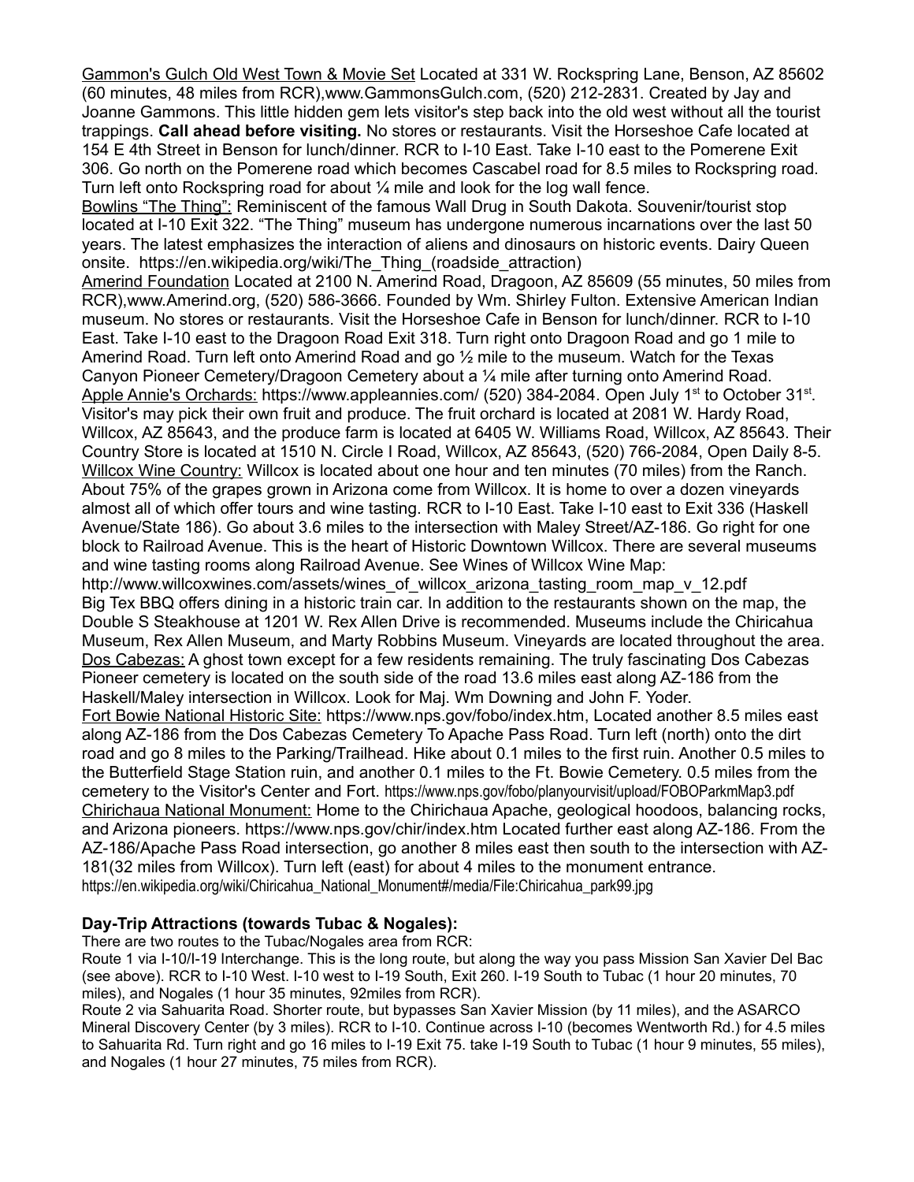Gammon's Gulch Old West Town & Movie Set Located at 331 W. Rockspring Lane, Benson, AZ 85602 (60 minutes, 48 miles from RCR),www.GammonsGulch.com, (520) 212-2831. Created by Jay and Joanne Gammons. This little hidden gem lets visitor's step back into the old west without all the tourist trappings. **Call ahead before visiting.** No stores or restaurants. Visit the Horseshoe Cafe located at 154 E 4th Street in Benson for lunch/dinner. RCR to I-10 East. Take I-10 east to the Pomerene Exit 306. Go north on the Pomerene road which becomes Cascabel road for 8.5 miles to Rockspring road. Turn left onto Rockspring road for about ¼ mile and look for the log wall fence.

Bowlins "The Thing": Reminiscent of the famous Wall Drug in South Dakota. Souvenir/tourist stop located at I-10 Exit 322. "The Thing" museum has undergone numerous incarnations over the last 50 years. The latest emphasizes the interaction of aliens and dinosaurs on historic events. Dairy Queen onsite. https://en.wikipedia.org/wiki/The_Thing_(roadside_attraction)

Amerind Foundation Located at 2100 N. Amerind Road, Dragoon, AZ 85609 (55 minutes, 50 miles from RCR),www.Amerind.org, (520) 586-3666. Founded by Wm. Shirley Fulton. Extensive American Indian museum. No stores or restaurants. Visit the Horseshoe Cafe in Benson for lunch/dinner. RCR to I-10 East. Take I-10 east to the Dragoon Road Exit 318. Turn right onto Dragoon Road and go 1 mile to Amerind Road. Turn left onto Amerind Road and go ½ mile to the museum. Watch for the Texas Canyon Pioneer Cemetery/Dragoon Cemetery about a ¼ mile after turning onto Amerind Road.

Apple Annie's Orchards: https://www.appleannies.com/ (520) 384-2084. Open July 1st to October 31st. Visitor's may pick their own fruit and produce. The fruit orchard is located at 2081 W. Hardy Road, Willcox, AZ 85643, and the produce farm is located at 6405 W. Williams Road, Willcox, AZ 85643. Their Country Store is located at 1510 N. Circle I Road, Willcox, AZ 85643, (520) 766-2084, Open Daily 8-5.

Willcox Wine Country: Willcox is located about one hour and ten minutes (70 miles) from the Ranch. About 75% of the grapes grown in Arizona come from Willcox. It is home to over a dozen vineyards almost all of which offer tours and wine tasting. RCR to I-10 East. Take I-10 east to Exit 336 (Haskell Avenue/State 186). Go about 3.6 miles to the intersection with Maley Street/AZ-186. Go right for one block to Railroad Avenue. This is the heart of Historic Downtown Willcox. There are several museums and wine tasting rooms along Railroad Avenue. See Wines of Willcox Wine Map: http://www.willcoxwines.com/assets/wines_of_willcox_arizona_tasting_room_map_v_12.pdf Big Tex BBQ offers dining in a historic train car. In addition to the restaurants shown on the map, the Double S Steakhouse at 1201 W. Rex Allen Drive is recommended. Museums include the Chiricahua Museum, Rex Allen Museum, and Marty Robbins Museum. Vineyards are located throughout the area.

Dos Cabezas: A ghost town except for a few residents remaining. The truly fascinating Dos Cabezas Pioneer cemetery is located on the south side of the road 13.6 miles east along AZ-186 from the Haskell/Maley intersection in Willcox. Look for Maj. Wm Downing and John F. Yoder.

Fort Bowie National Historic Site: https://www.nps.gov/fobo/index.htm, Located another 8.5 miles east along AZ-186 from the Dos Cabezas Cemetery To Apache Pass Road. Turn left (north) onto the dirt road and go 8 miles to the Parking/Trailhead. Hike about 0.1 miles to the first ruin. Another 0.5 miles to the Butterfield Stage Station ruin, and another 0.1 miles to the Ft. Bowie Cemetery. 0.5 miles from the cemetery to the Visitor's Center and Fort. https://www.nps.gov/fobo/planyourvisit/upload/FOBOParkmMap3.pdf

Chirichaua National Monument: Home to the Chirichaua Apache, geological hoodoos, balancing rocks, and Arizona pioneers. https://www.nps.gov/chir/index.htm Located further east along AZ-186. From the AZ-186/Apache Pass Road intersection, go another 8 miles east then south to the intersection with AZ-181(32 miles from Willcox). Turn left (east) for about 4 miles to the monument entrance. https://en.wikipedia.org/wiki/Chiricahua_National_Monument#/media/File:Chiricahua_park99.jpg

**Day-Trip Attractions (towards Tubac & Nogales):**

There are two routes to the Tubac/Nogales area from RCR:

Route 1 via I-10/I-19 Interchange. This is the long route, but along the way you pass Mission San Xavier Del Bac (see above). RCR to I-10 West. I-10 west to I-19 South, Exit 260. I-19 South to Tubac (1 hour 20 minutes, 70 miles), and Nogales (1 hour 35 minutes, 92miles from RCR).

Route 2 via Sahuarita Road. Shorter route, but bypasses San Xavier Mission (by 11 miles), and the ASARCO Mineral Discovery Center (by 3 miles). RCR to I-10. Continue across I-10 (becomes Wentworth Rd.) for 4.5 miles to Sahuarita Rd. Turn right and go 16 miles to I-19 Exit 75. take I-19 South to Tubac (1 hour 9 minutes, 55 miles), and Nogales (1 hour 27 minutes, 75 miles from RCR).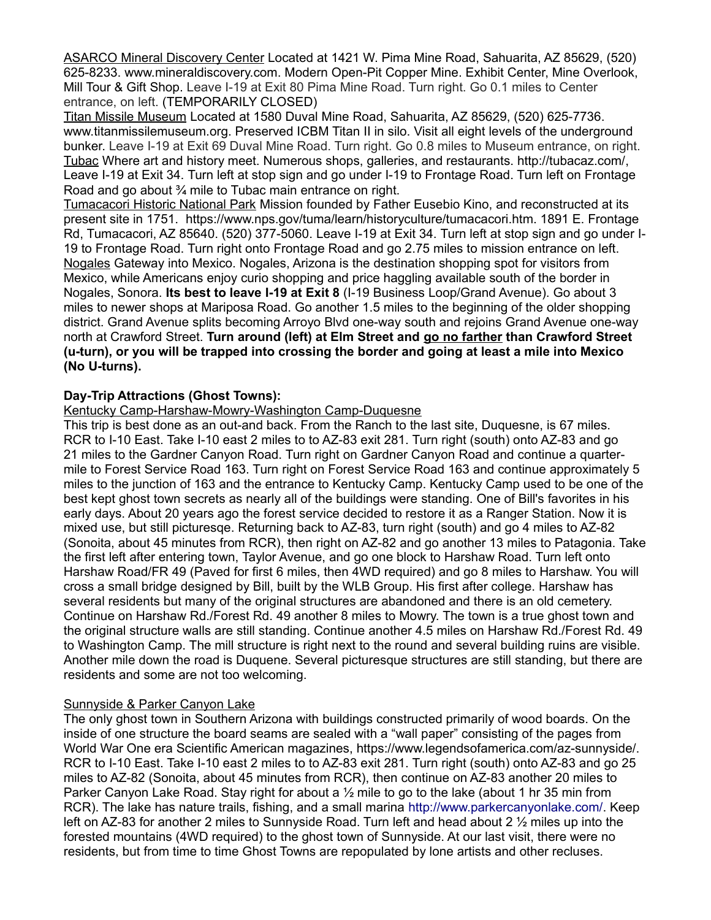ASARCO Mineral Discovery Center Located at 1421 W. Pima Mine Road, Sahuarita, AZ 85629, (520) 625-8233. www.mineraldiscovery.com. Modern Open-Pit Copper Mine. Exhibit Center, Mine Overlook, Mill Tour & Gift Shop. Leave I-19 at Exit 80 Pima Mine Road. Turn right. Go 0.1 miles to Center entrance, on left. (TEMPORARILY CLOSED)

Titan Missile Museum Located at 1580 Duval Mine Road, Sahuarita, AZ 85629, (520) 625-7736. www.titanmissilemuseum.org. Preserved ICBM Titan II in silo. Visit all eight levels of the underground bunker. Leave I-19 at Exit 69 Duval Mine Road. Turn right. Go 0.8 miles to Museum entrance, on right.

Tubac Where art and history meet. Numerous shops, galleries, and restaurants. http://tubacaz.com/, Leave I-19 at Exit 34. Turn left at stop sign and go under I-19 to Frontage Road. Turn left on Frontage Road and go about ¾ mile to Tubac main entrance on right.

Tumacacori Historic National Park Mission founded by Father Eusebio Kino, and reconstructed at its present site in 1751. https://www.nps.gov/tuma/learn/historyculture/tumacacori.htm. 1891 E. Frontage Rd, Tumacacori, AZ 85640. (520) 377-5060. Leave I-19 at Exit 34. Turn left at stop sign and go under I-19 to Frontage Road. Turn right onto Frontage Road and go 2.75 miles to mission entrance on left.

Nogales Gateway into Mexico. Nogales, Arizona is the destination shopping spot for visitors from Mexico, while Americans enjoy curio shopping and price haggling available south of the border in Nogales, Sonora. **Its best to leave I-19 at Exit 8** (I-19 Business Loop/Grand Avenue). Go about 3 miles to newer shops at Mariposa Road. Go another 1.5 miles to the beginning of the older shopping district. Grand Avenue splits becoming Arroyo Blvd one-way south and rejoins Grand Avenue one-way north at Crawford Street. **Turn around (left) at Elm Street and go no farther than Crawford Street (u-turn), or you will be trapped into crossing the border and going at least a mile into Mexico (No U-turns).**

**Day-Trip Attractions (Ghost Towns):**

Kentucky Camp-Harshaw-Mowry-Washington Camp-Duquesne

This trip is best done as an out-and back. From the Ranch to the last site, Duquesne, is 67 miles. RCR to I-10 East. Take I-10 east 2 miles to to AZ-83 exit 281. Turn right (south) onto AZ-83 and go 21 miles to the Gardner Canyon Road. Turn right on Gardner Canyon Road and continue a quarter-mile to Forest Service Road 163. Turn right on Forest Service Road 163 and continue approximately 5 miles to the junction of 163 and the entrance to Kentucky Camp. Kentucky Camp used to be one of the best kept ghost town secrets as nearly all of the buildings were standing. One of Bill's favorites in his early days. About 20 years ago the forest service decided to restore it as a Ranger Station. Now it is mixed use, but still picturesqe. Returning back to AZ-83, turn right (south) and go 4 miles to AZ-82 (Sonoita, about 45 minutes from RCR), then right on AZ-82 and go another 13 miles to Patagonia. Take the first left after entering town, Taylor Avenue, and go one block to Harshaw Road. Turn left onto Harshaw Road/FR 49 (Paved for first 6 miles, then 4WD required) and go 8 miles to Harshaw. You will cross a small bridge designed by Bill, built by the WLB Group. His first after college. Harshaw has several residents but many of the original structures are abandoned and there is an old cemetery. Continue on Harshaw Rd./Forest Rd. 49 another 8 miles to Mowry. The town is a true ghost town and the original structure walls are still standing. Continue another 4.5 miles on Harshaw Rd./Forest Rd. 49 to Washington Camp. The mill structure is right next to the round and several building ruins are visible. Another mile down the road is Duquene. Several picturesque structures are still standing, but there are residents and some are not too welcoming.

Sunnyside & Parker Canyon Lake

The only ghost town in Southern Arizona with buildings constructed primarily of wood boards. On the inside of one structure the board seams are sealed with a "wall paper" consisting of the pages from World War One era Scientific American magazines, https://www.legendsofamerica.com/az-sunnyside/. RCR to I-10 East. Take I-10 east 2 miles to to AZ-83 exit 281. Turn right (south) onto AZ-83 and go 25 miles to AZ-82 (Sonoita, about 45 minutes from RCR), then continue on AZ-83 another 20 miles to Parker Canyon Lake Road. Stay right for about a ½ mile to go to the lake (about 1 hr 35 min from RCR). The lake has nature trails, fishing, and a small marina http://www.parkercanyonlake.com/. Keep left on AZ-83 for another 2 miles to Sunnyside Road. Turn left and head about 2 ½ miles up into the forested mountains (4WD required) to the ghost town of Sunnyside. At our last visit, there were no residents, but from time to time Ghost Towns are repopulated by lone artists and other recluses.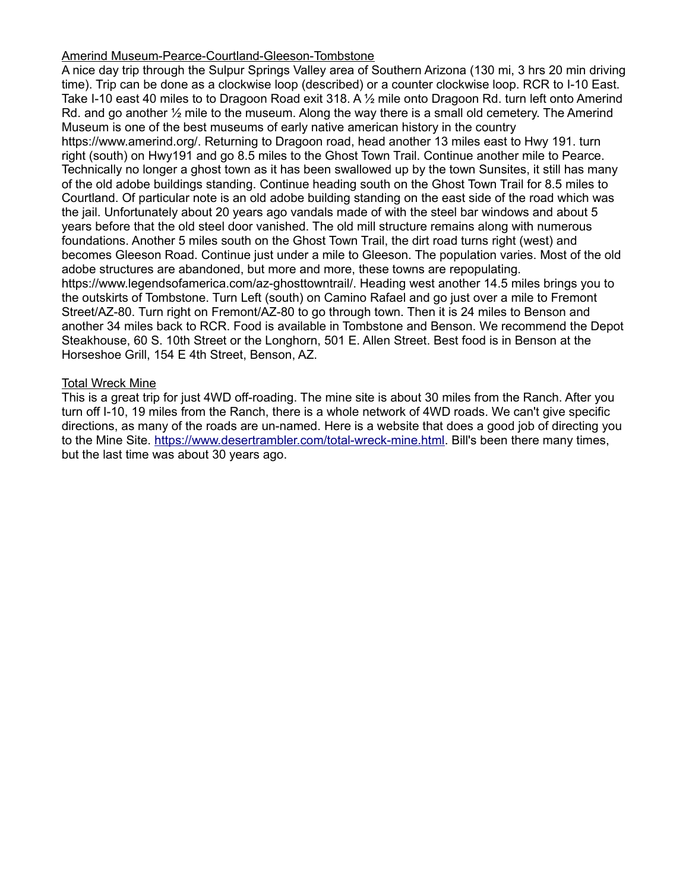Amerind Museum-Pearce-Courtland-Gleeson-Tombstone

A nice day trip through the Sulpur Springs Valley area of Southern Arizona (130 mi, 3 hrs 20 min driving time). Trip can be done as a clockwise loop (described) or a counter clockwise loop. RCR to I-10 East. Take I-10 east 40 miles to to Dragoon Road exit 318. A ½ mile onto Dragoon Rd. turn left onto Amerind Rd. and go another ½ mile to the museum. Along the way there is a small old cemetery. The Amerind Museum is one of the best museums of early native american history in the country https://www.amerind.org/. Returning to Dragoon road, head another 13 miles east to Hwy 191. turn right (south) on Hwy191 and go 8.5 miles to the Ghost Town Trail. Continue another mile to Pearce. Technically no longer a ghost town as it has been swallowed up by the town Sunsites, it still has many of the old adobe buildings standing. Continue heading south on the Ghost Town Trail for 8.5 miles to Courtland. Of particular note is an old adobe building standing on the east side of the road which was the jail. Unfortunately about 20 years ago vandals made of with the steel bar windows and about 5 years before that the old steel door vanished. The old mill structure remains along with numerous foundations. Another 5 miles south on the Ghost Town Trail, the dirt road turns right (west) and becomes Gleeson Road. Continue just under a mile to Gleeson. The population varies. Most of the old adobe structures are abandoned, but more and more, these towns are repopulating. https://www.legendsofamerica.com/az-ghosttowntrail/. Heading west another 14.5 miles brings you to the outskirts of Tombstone. Turn Left (south) on Camino Rafael and go just over a mile to Fremont Street/AZ-80. Turn right on Fremont/AZ-80 to go through town. Then it is 24 miles to Benson and another 34 miles back to RCR. Food is available in Tombstone and Benson. We recommend the Depot Steakhouse, 60 S. 10th Street or the Longhorn, 501 E. Allen Street. Best food is in Benson at the Horseshoe Grill, 154 E 4th Street, Benson, AZ.

Total Wreck Mine

This is a great trip for just 4WD off-roading. The mine site is about 30 miles from the Ranch. After you turn off I-10, 19 miles from the Ranch, there is a whole network of 4WD roads. We can't give specific directions, as many of the roads are un-named. Here is a website that does a good job of directing you to the Mine Site. https://www.desertrambler.com/total-wreck-mine.html. Bill's been there many times, but the last time was about 30 years ago.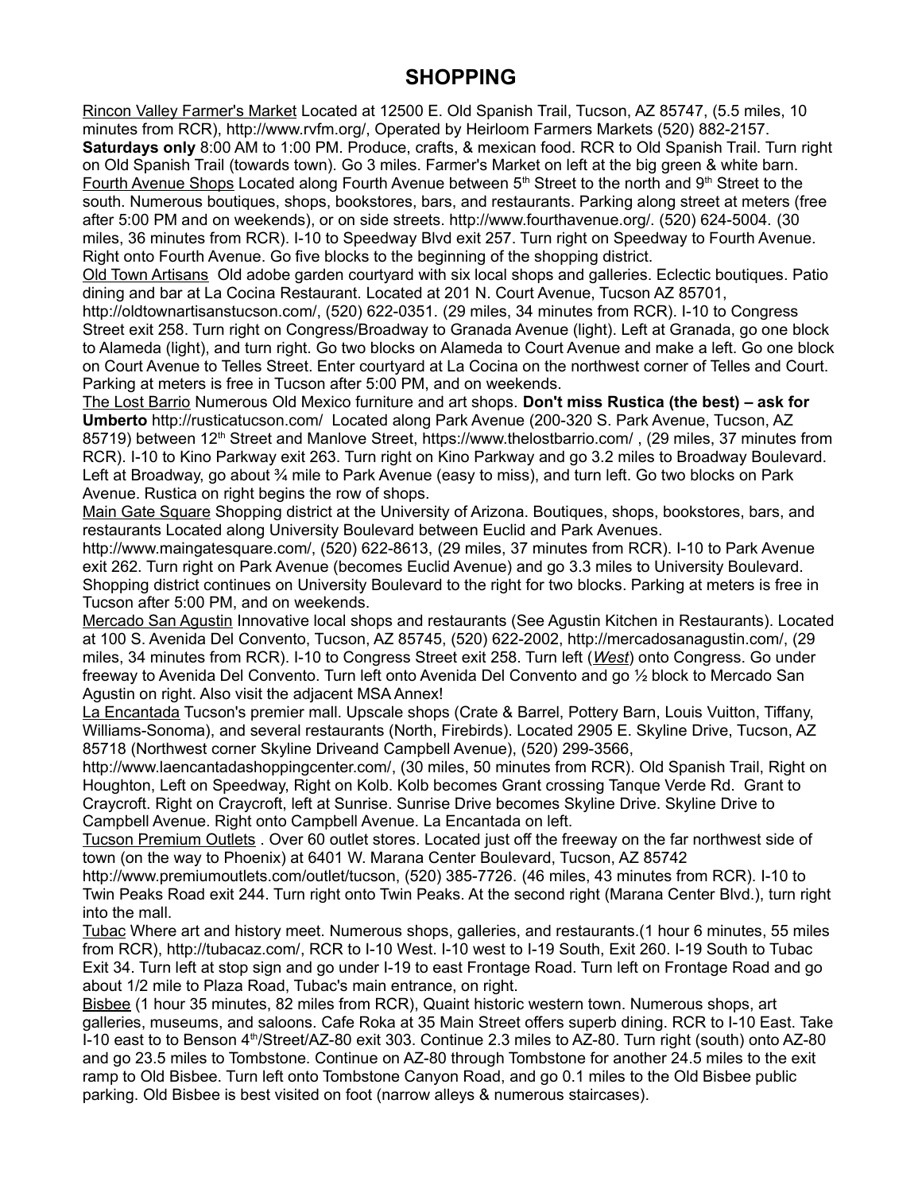# SHOPPING

Rincon Valley Farmer's Market Located at 12500 E. Old Spanish Trail, Tucson, AZ 85747, (5.5 miles, 10 minutes from RCR), http://www.rvfm.org/, Operated by Heirloom Farmers Markets (520) 882-2157. **Saturdays only** 8:00 AM to 1:00 PM. Produce, crafts, & mexican food. RCR to Old Spanish Trail. Turn right on Old Spanish Trail (towards town). Go 3 miles. Farmer's Market on left at the big green & white barn.

Fourth Avenue Shops Located along Fourth Avenue between 5th Street to the north and 9th Street to the south. Numerous boutiques, shops, bookstores, bars, and restaurants. Parking along street at meters (free after 5:00 PM and on weekends), or on side streets. http://www.fourthavenue.org/. (520) 624-5004. (30 miles, 36 minutes from RCR). I-10 to Speedway Blvd exit 257. Turn right on Speedway to Fourth Avenue. Right onto Fourth Avenue. Go five blocks to the beginning of the shopping district.

Old Town Artisans Old adobe garden courtyard with six local shops and galleries. Eclectic boutiques. Patio dining and bar at La Cocina Restaurant. Located at 201 N. Court Avenue, Tucson AZ 85701, http://oldtownartisanstucson.com/, (520) 622-0351. (29 miles, 34 minutes from RCR). I-10 to Congress Street exit 258. Turn right on Congress/Broadway to Granada Avenue (light). Left at Granada, go one block to Alameda (light), and turn right. Go two blocks on Alameda to Court Avenue and make a left. Go one block on Court Avenue to Telles Street. Enter courtyard at La Cocina on the northwest corner of Telles and Court. Parking at meters is free in Tucson after 5:00 PM, and on weekends.

The Lost Barrio Numerous Old Mexico furniture and art shops. **Don't miss Rustica (the best) – ask for Umberto** http://rusticatucson.com/ Located along Park Avenue (200-320 S. Park Avenue, Tucson, AZ 85719) between 12th Street and Manlove Street, https://www.thelostbarrio.com/ , (29 miles, 37 minutes from RCR). I-10 to Kino Parkway exit 263. Turn right on Kino Parkway and go 3.2 miles to Broadway Boulevard. Left at Broadway, go about ¾ mile to Park Avenue (easy to miss), and turn left. Go two blocks on Park Avenue. Rustica on right begins the row of shops.

Main Gate Square Shopping district at the University of Arizona. Boutiques, shops, bookstores, bars, and restaurants Located along University Boulevard between Euclid and Park Avenues. http://www.maingatesquare.com/, (520) 622-8613, (29 miles, 37 minutes from RCR). I-10 to Park Avenue exit 262. Turn right on Park Avenue (becomes Euclid Avenue) and go 3.3 miles to University Boulevard. Shopping district continues on University Boulevard to the right for two blocks. Parking at meters is free in Tucson after 5:00 PM, and on weekends.

Mercado San Agustin Innovative local shops and restaurants (See Agustin Kitchen in Restaurants). Located at 100 S. Avenida Del Convento, Tucson, AZ 85745, (520) 622-2002, http://mercadosanagustin.com/, (29 miles, 34 minutes from RCR). I-10 to Congress Street exit 258. Turn left (***West***) onto Congress. Go under freeway to Avenida Del Convento. Turn left onto Avenida Del Convento and go ½ block to Mercado San Agustin on right. Also visit the adjacent MSA Annex!

La Encantada Tucson's premier mall. Upscale shops (Crate & Barrel, Pottery Barn, Louis Vuitton, Tiffany, Williams-Sonoma), and several restaurants (North, Firebirds). Located 2905 E. Skyline Drive, Tucson, AZ 85718 (Northwest corner Skyline Driveand Campbell Avenue), (520) 299-3566, http://www.laencantadashoppingcenter.com/, (30 miles, 50 minutes from RCR). Old Spanish Trail, Right on Houghton, Left on Speedway, Right on Kolb. Kolb becomes Grant crossing Tanque Verde Rd. Grant to Craycroft. Right on Craycroft, left at Sunrise. Sunrise Drive becomes Skyline Drive. Skyline Drive to Campbell Avenue. Right onto Campbell Avenue. La Encantada on left.

Tucson Premium Outlets . Over 60 outlet stores. Located just off the freeway on the far northwest side of town (on the way to Phoenix) at 6401 W. Marana Center Boulevard, Tucson, AZ 85742 http://www.premiumoutlets.com/outlet/tucson, (520) 385-7726. (46 miles, 43 minutes from RCR). I-10 to Twin Peaks Road exit 244. Turn right onto Twin Peaks. At the second right (Marana Center Blvd.), turn right into the mall.

Tubac Where art and history meet. Numerous shops, galleries, and restaurants.(1 hour 6 minutes, 55 miles from RCR), http://tubacaz.com/, RCR to I-10 West. I-10 west to I-19 South, Exit 260. I-19 South to Tubac Exit 34. Turn left at stop sign and go under I-19 to east Frontage Road. Turn left on Frontage Road and go about 1/2 mile to Plaza Road, Tubac's main entrance, on right.

Bisbee (1 hour 35 minutes, 82 miles from RCR), Quaint historic western town. Numerous shops, art galleries, museums, and saloons. Cafe Roka at 35 Main Street offers superb dining. RCR to I-10 East. Take I-10 east to to Benson 4th/Street/AZ-80 exit 303. Continue 2.3 miles to AZ-80. Turn right (south) onto AZ-80 and go 23.5 miles to Tombstone. Continue on AZ-80 through Tombstone for another 24.5 miles to the exit ramp to Old Bisbee. Turn left onto Tombstone Canyon Road, and go 0.1 miles to the Old Bisbee public parking. Old Bisbee is best visited on foot (narrow alleys & numerous staircases).